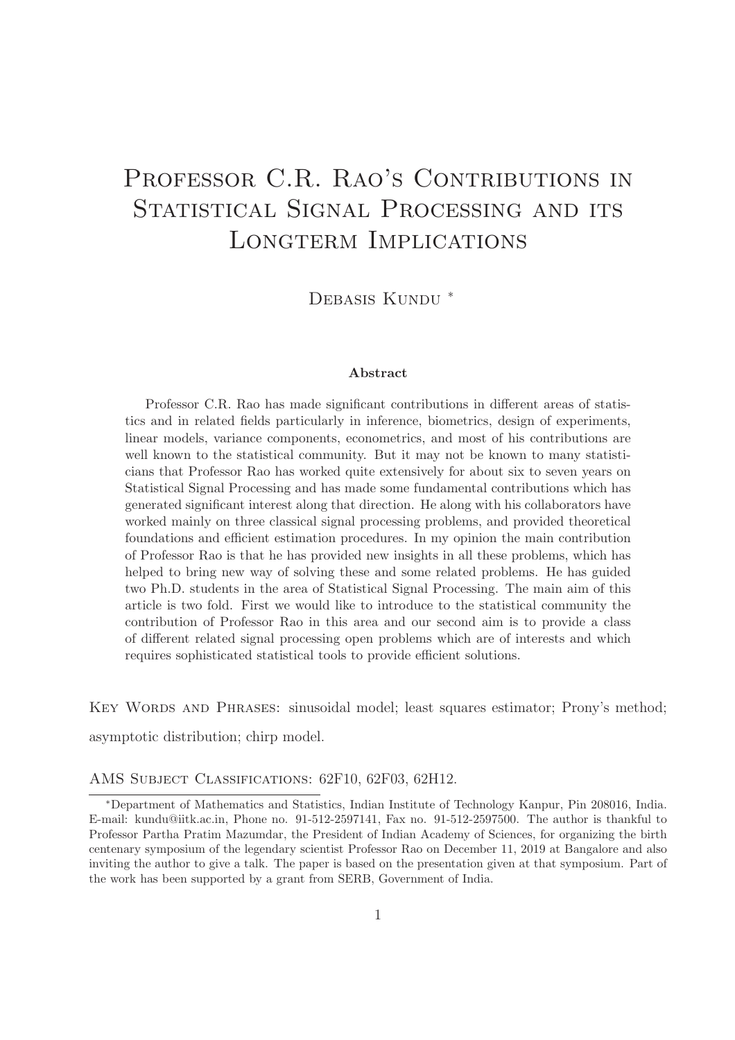# Professor C.R. Rao's Contributions in Statistical Signal Processing and its Longterm Implications

Debasis Kundu [*]

**Abstract**

Professor C.R. Rao has made significant contributions in different areas of statistics and in related fields particularly in inference, biometrics, design of experiments, linear models, variance components, econometrics, and most of his contributions are well known to the statistical community. But it may not be known to many statisticians that Professor Rao has worked quite extensively for about six to seven years on Statistical Signal Processing and has made some fundamental contributions which has generated significant interest along that direction. He along with his collaborators have worked mainly on three classical signal processing problems, and provided theoretical foundations and efficient estimation procedures. In my opinion the main contribution of Professor Rao is that he has provided new insights in all these problems, which has helped to bring new way of solving these and some related problems. He has guided two Ph.D. students in the area of Statistical Signal Processing. The main aim of this article is two fold. First we would like to introduce to the statistical community the contribution of Professor Rao in this area and our second aim is to provide a class of different related signal processing open problems which are of interests and which requires sophisticated statistical tools to provide efficient solutions.

Key Words and Phrases: sinusoidal model; least squares estimator; Prony's method; asymptotic distribution; chirp model.

AMS Subject Classifications: 62F10, 62F03, 62H12.

[*]Department of Mathematics and Statistics, Indian Institute of Technology Kanpur, Pin 208016, India. E-mail: kundu@iitk.ac.in, Phone no. 91-512-2597141, Fax no. 91-512-2597500. The author is thankful to Professor Partha Pratim Mazumdar, the President of Indian Academy of Sciences, for organizing the birth centenary symposium of the legendary scientist Professor Rao on December 11, 2019 at Bangalore and also inviting the author to give a talk. The paper is based on the presentation given at that symposium. Part of the work has been supported by a grant from SERB, Government of India.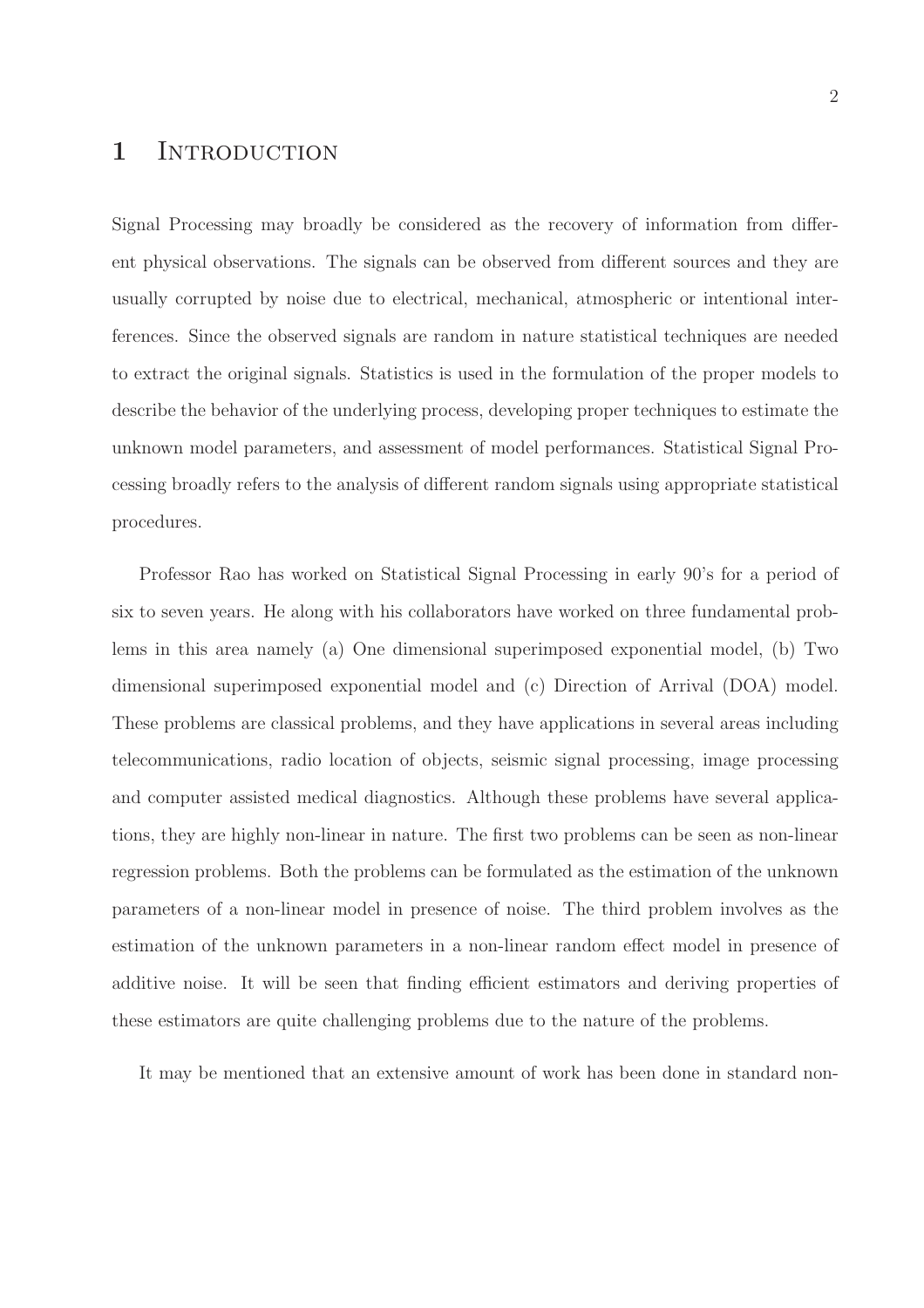# 1 Introduction

Signal Processing may broadly be considered as the recovery of information from different physical observations. The signals can be observed from different sources and they are usually corrupted by noise due to electrical, mechanical, atmospheric or intentional interferences. Since the observed signals are random in nature statistical techniques are needed to extract the original signals. Statistics is used in the formulation of the proper models to describe the behavior of the underlying process, developing proper techniques to estimate the unknown model parameters, and assessment of model performances. Statistical Signal Processing broadly refers to the analysis of different random signals using appropriate statistical procedures.

Professor Rao has worked on Statistical Signal Processing in early 90's for a period of six to seven years. He along with his collaborators have worked on three fundamental problems in this area namely (a) One dimensional superimposed exponential model, (b) Two dimensional superimposed exponential model and (c) Direction of Arrival (DOA) model. These problems are classical problems, and they have applications in several areas including telecommunications, radio location of objects, seismic signal processing, image processing and computer assisted medical diagnostics. Although these problems have several applications, they are highly non-linear in nature. The first two problems can be seen as non-linear regression problems. Both the problems can be formulated as the estimation of the unknown parameters of a non-linear model in presence of noise. The third problem involves as the estimation of the unknown parameters in a non-linear random effect model in presence of additive noise. It will be seen that finding efficient estimators and deriving properties of these estimators are quite challenging problems due to the nature of the problems.

It may be mentioned that an extensive amount of work has been done in standard non-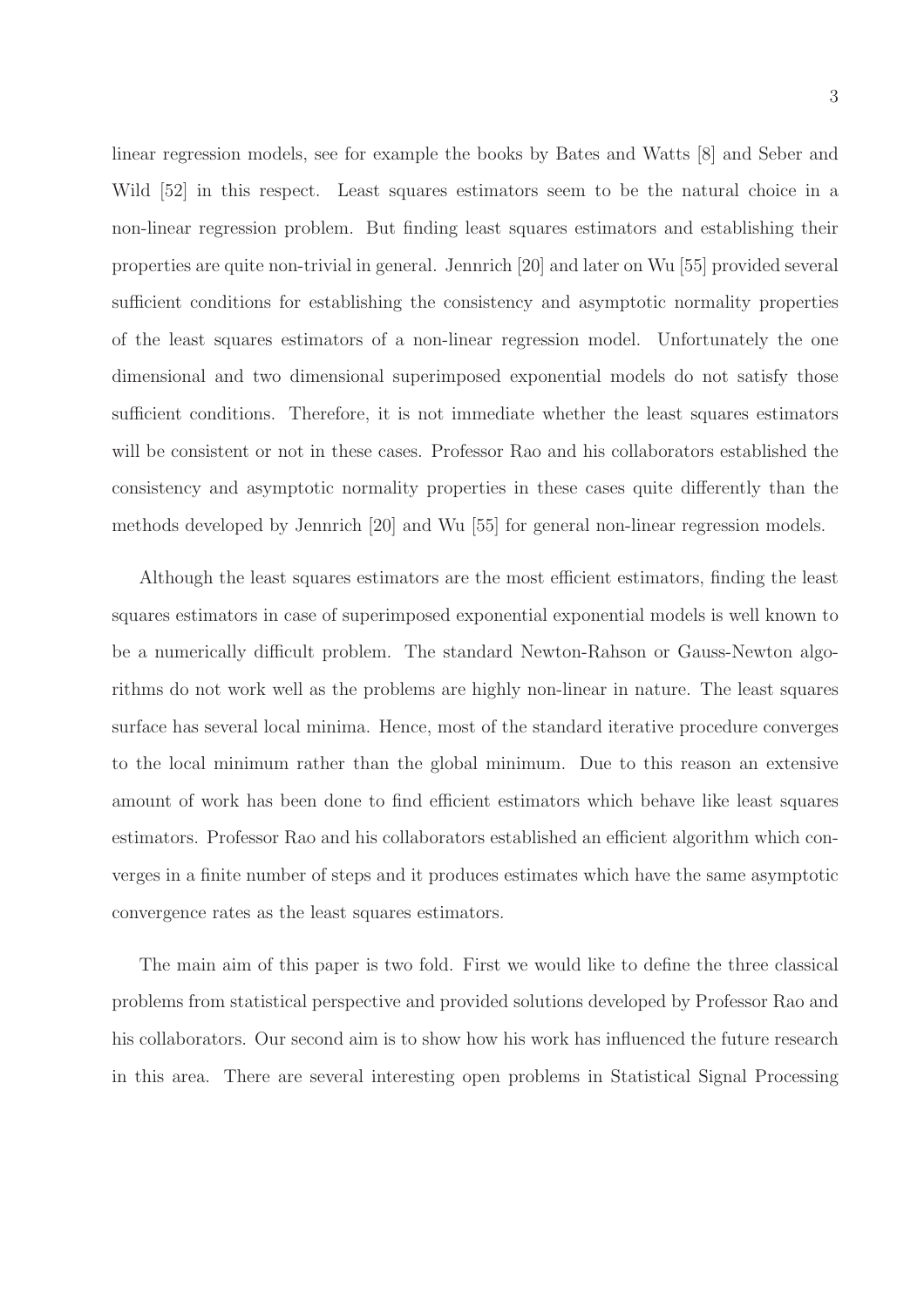linear regression models, see for example the books by Bates and Watts [8] and Seber and Wild [52] in this respect. Least squares estimators seem to be the natural choice in a non-linear regression problem. But finding least squares estimators and establishing their properties are quite non-trivial in general. Jennrich [20] and later on Wu [55] provided several sufficient conditions for establishing the consistency and asymptotic normality properties of the least squares estimators of a non-linear regression model. Unfortunately the one dimensional and two dimensional superimposed exponential models do not satisfy those sufficient conditions. Therefore, it is not immediate whether the least squares estimators will be consistent or not in these cases. Professor Rao and his collaborators established the consistency and asymptotic normality properties in these cases quite differently than the methods developed by Jennrich [20] and Wu [55] for general non-linear regression models.

Although the least squares estimators are the most efficient estimators, finding the least squares estimators in case of superimposed exponential exponential models is well known to be a numerically difficult problem. The standard Newton-Rahson or Gauss-Newton algorithms do not work well as the problems are highly non-linear in nature. The least squares surface has several local minima. Hence, most of the standard iterative procedure converges to the local minimum rather than the global minimum. Due to this reason an extensive amount of work has been done to find efficient estimators which behave like least squares estimators. Professor Rao and his collaborators established an efficient algorithm which converges in a finite number of steps and it produces estimates which have the same asymptotic convergence rates as the least squares estimators.

The main aim of this paper is two fold. First we would like to define the three classical problems from statistical perspective and provided solutions developed by Professor Rao and his collaborators. Our second aim is to show how his work has influenced the future research in this area. There are several interesting open problems in Statistical Signal Processing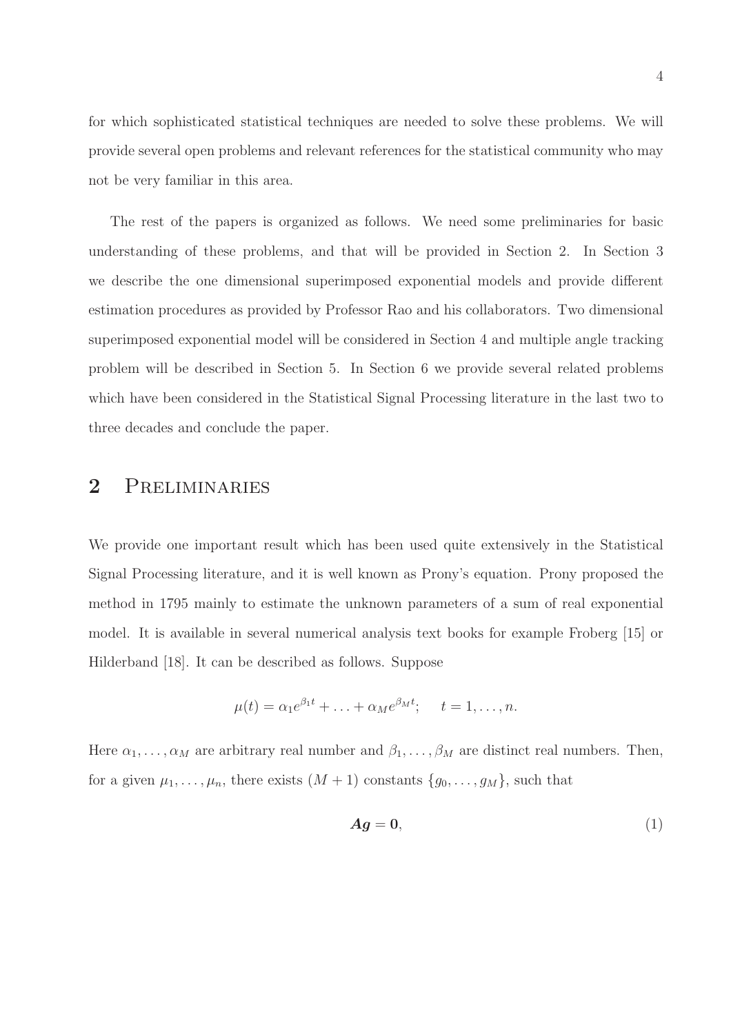for which sophisticated statistical techniques are needed to solve these problems. We will provide several open problems and relevant references for the statistical community who may not be very familiar in this area.

The rest of the papers is organized as follows. We need some preliminaries for basic understanding of these problems, and that will be provided in Section 2. In Section 3 we describe the one dimensional superimposed exponential models and provide different estimation procedures as provided by Professor Rao and his collaborators. Two dimensional superimposed exponential model will be considered in Section 4 and multiple angle tracking problem will be described in Section 5. In Section 6 we provide several related problems which have been considered in the Statistical Signal Processing literature in the last two to three decades and conclude the paper.

## 2 Preliminaries

We provide one important result which has been used quite extensively in the Statistical Signal Processing literature, and it is well known as Prony's equation. Prony proposed the method in 1795 mainly to estimate the unknown parameters of a sum of real exponential model. It is available in several numerical analysis text books for example Froberg [15] or Hilderband [18]. It can be described as follows. Suppose

$$\mu(t) = \alpha_1 e^{\beta_1 t} + \ldots + \alpha_M e^{\beta_M t}; \quad t = 1, \ldots, n.$$

Here $\alpha_1, \ldots, \alpha_M$ are arbitrary real number and $\beta_1, \ldots, \beta_M$ are distinct real numbers. Then, for a given $\mu_1, \ldots, \mu_n$, there exists $(M+1)$ constants $\{g_0, \ldots, g_M\}$, such that

$$\boldsymbol{A}\boldsymbol{g} = \boldsymbol{0}, \tag{1}$$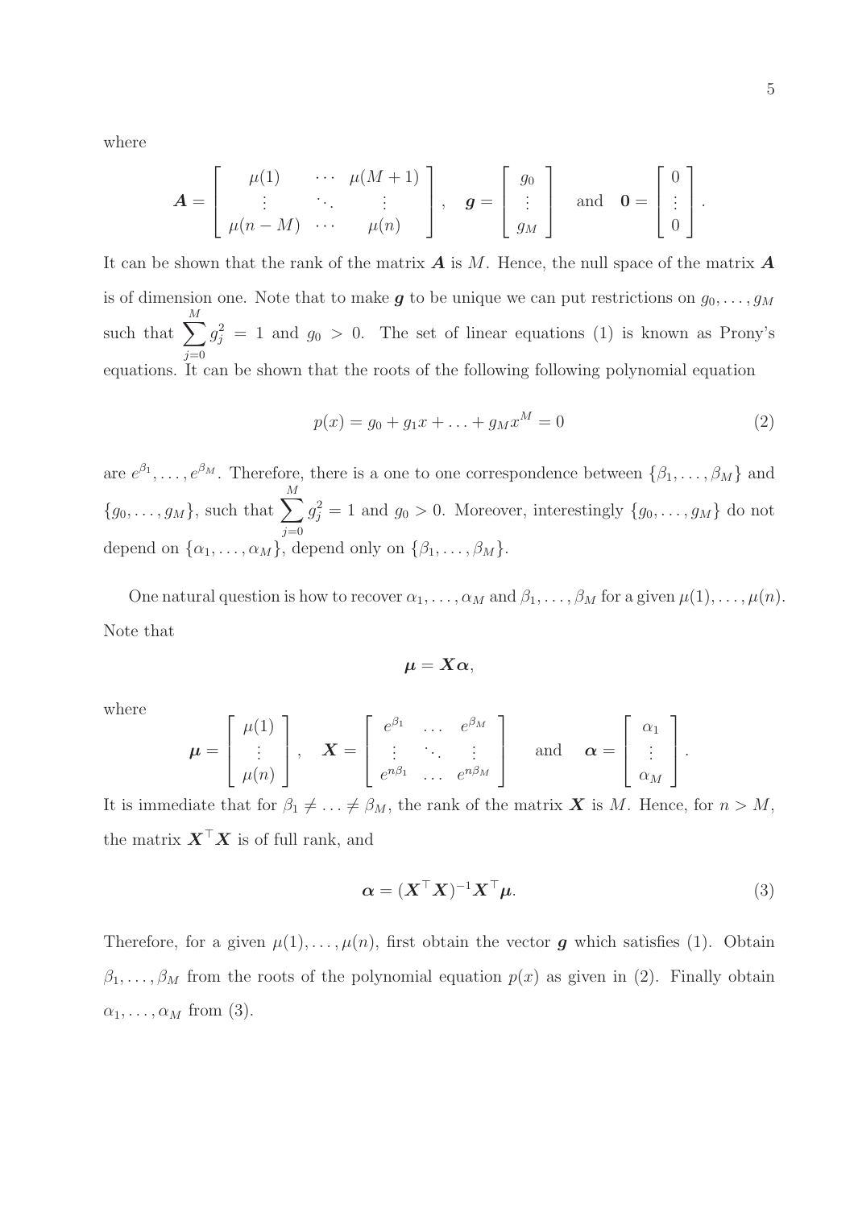where

$$
\boldsymbol{A} = \begin{bmatrix} \mu(1) & \cdots & \mu(M+1) \\ \vdots & \ddots & \vdots \\ \mu(n-M) & \cdots & \mu(n) \end{bmatrix}, \quad \boldsymbol{g} = \begin{bmatrix} g_0 \\ \vdots \\ g_M \end{bmatrix} \quad \text{and} \quad \boldsymbol{0} = \begin{bmatrix} 0 \\ \vdots \\ 0 \end{bmatrix}.
$$

It can be shown that the rank of the matrix $\boldsymbol{A}$ is $M$. Hence, the null space of the matrix $\boldsymbol{A}$ is of dimension one. Note that to make $\boldsymbol{g}$ to be unique we can put restrictions on $g_0, \ldots, g_M$ such that $\sum_{j=0}^{M} g_j^2 = 1$ and $g_0 > 0$. The set of linear equations (1) is known as Prony's equations. It can be shown that the roots of the following following polynomial equation

$$
p(x) = g_0 + g_1 x + \ldots + g_M x^M = 0 \tag{2}
$$

are $e^{\beta_1}, \ldots, e^{\beta_M}$. Therefore, there is a one to one correspondence between $\{\beta_1, \ldots, \beta_M\}$ and $\{g_0, \ldots, g_M\}$, such that $\sum_{j=0}^{M} g_j^2 = 1$ and $g_0 > 0$. Moreover, interestingly $\{g_0, \ldots, g_M\}$ do not depend on $\{\alpha_1, \ldots, \alpha_M\}$, depend only on $\{\beta_1, \ldots, \beta_M\}$.

One natural question is how to recover $\alpha_1, \ldots, \alpha_M$ and $\beta_1, \ldots, \beta_M$ for a given $\mu(1), \ldots, \mu(n)$. Note that

$$
\boldsymbol{\mu} = \boldsymbol{X}\boldsymbol{\alpha},
$$

where

$$
\boldsymbol{\mu} = \begin{bmatrix} \mu(1) \\ \vdots \\ \mu(n) \end{bmatrix}, \quad \boldsymbol{X} = \begin{bmatrix} e^{\beta_1} & \ldots & e^{\beta_M} \\ \vdots & \ddots & \vdots \\ e^{n\beta_1} & \ldots & e^{n\beta_M} \end{bmatrix} \quad \text{and} \quad \boldsymbol{\alpha} = \begin{bmatrix} \alpha_1 \\ \vdots \\ \alpha_M \end{bmatrix}.
$$

It is immediate that for $\beta_1 \neq \ldots \neq \beta_M$, the rank of the matrix $\boldsymbol{X}$ is $M$. Hence, for $n > M$, the matrix $\boldsymbol{X}^\top \boldsymbol{X}$ is of full rank, and

$$
\boldsymbol{\alpha} = (\boldsymbol{X}^\top \boldsymbol{X})^{-1} \boldsymbol{X}^\top \boldsymbol{\mu}. \tag{3}
$$

Therefore, for a given $\mu(1), \ldots, \mu(n)$, first obtain the vector $\boldsymbol{g}$ which satisfies (1). Obtain $\beta_1, \ldots, \beta_M$ from the roots of the polynomial equation $p(x)$ as given in (2). Finally obtain $\alpha_1, \ldots, \alpha_M$ from (3).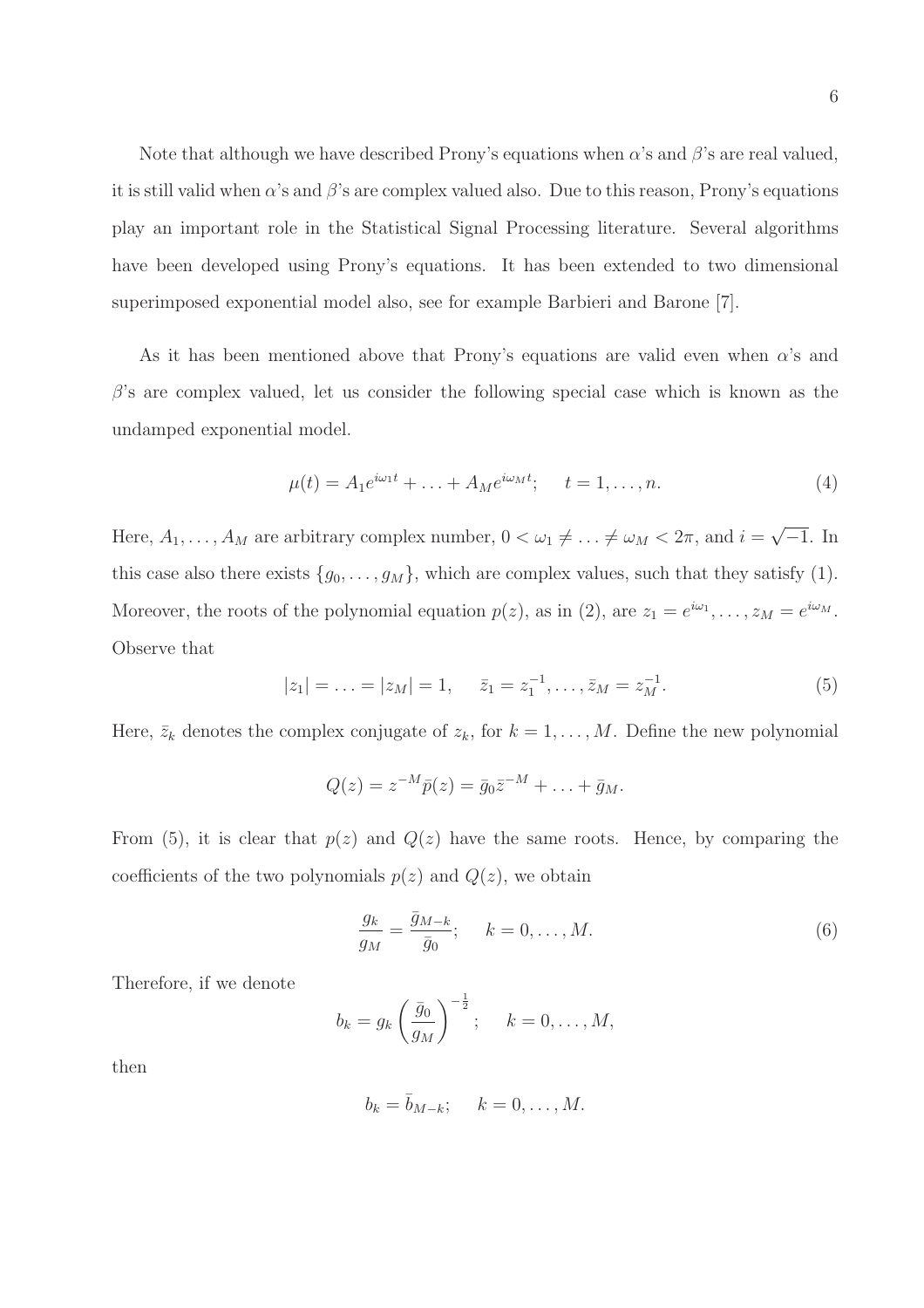Note that although we have described Prony's equations when $\alpha$'s and $\beta$'s are real valued, it is still valid when $\alpha$'s and $\beta$'s are complex valued also. Due to this reason, Prony's equations play an important role in the Statistical Signal Processing literature. Several algorithms have been developed using Prony's equations. It has been extended to two dimensional superimposed exponential model also, see for example Barbieri and Barone [7].

As it has been mentioned above that Prony's equations are valid even when $\alpha$'s and $\beta$'s are complex valued, let us consider the following special case which is known as the undamped exponential model.

$$\mu(t) = A_1 e^{i\omega_1 t} + \ldots + A_M e^{i\omega_M t}; \quad t = 1, \ldots, n. \tag{4}$$

Here, $A_1, \ldots, A_M$ are arbitrary complex number, $0 < \omega_1 \neq \ldots \neq \omega_M < 2\pi$, and $i = \sqrt{-1}$. In this case also there exists $\{g_0, \ldots, g_M\}$, which are complex values, such that they satisfy (1). Moreover, the roots of the polynomial equation $p(z)$, as in (2), are $z_1 = e^{i\omega_1}, \ldots, z_M = e^{i\omega_M}$. Observe that

$$|z_1| = \ldots = |z_M| = 1, \quad \bar{z}_1 = z_1^{-1}, \ldots, \bar{z}_M = z_M^{-1}. \tag{5}$$

Here, $\bar{z}_k$ denotes the complex conjugate of $z_k$, for $k = 1, \ldots, M$. Define the new polynomial

$$Q(z) = z^{-M}\bar{p}(z) = \bar{g}_0 \bar{z}^{-M} + \ldots + \bar{g}_M.$$

From (5), it is clear that $p(z)$ and $Q(z)$ have the same roots. Hence, by comparing the coefficients of the two polynomials $p(z)$ and $Q(z)$, we obtain

$$\frac{g_k}{g_M} = \frac{\bar{g}_{M-k}}{\bar{g}_0}; \quad k = 0, \ldots, M. \tag{6}$$

Therefore, if we denote

$$b_k = g_k \left(\frac{\bar{g}_0}{g_M}\right)^{-\frac{1}{2}}; \quad k = 0, \ldots, M,$$

then

$$b_k = \bar{b}_{M-k}; \quad k = 0, \ldots, M.$$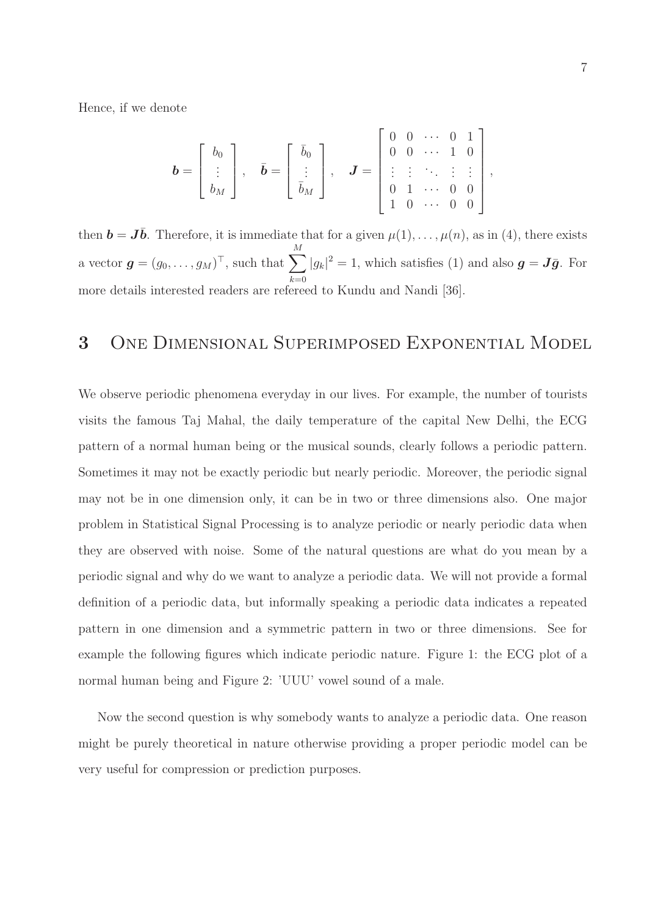Hence, if we denote

$$\boldsymbol{b} = \begin{bmatrix} b_0 \\ \vdots \\ b_M \end{bmatrix}, \quad \bar{\boldsymbol{b}} = \begin{bmatrix} \bar{b}_0 \\ \vdots \\ \bar{b}_M \end{bmatrix}, \quad \boldsymbol{J} = \begin{bmatrix} 0 & 0 & \cdots & 0 & 1 \\ 0 & 0 & \cdots & 1 & 0 \\ \vdots & \vdots & \ddots & \vdots & \vdots \\ 0 & 1 & \cdots & 0 & 0 \\ 1 & 0 & \cdots & 0 & 0 \end{bmatrix},$$

then $\boldsymbol{b} = \boldsymbol{J}\bar{\boldsymbol{b}}$. Therefore, it is immediate that for a given $\mu(1), \ldots, \mu(n)$, as in (4), there exists a vector $\boldsymbol{g} = (g_0, \ldots, g_M)^\top$, such that $\sum_{k=0}^{M} |g_k|^2 = 1$, which satisfies (1) and also $\boldsymbol{g} = \boldsymbol{J}\bar{\boldsymbol{g}}$. For more details interested readers are refereed to Kundu and Nandi [36].

## 3 One Dimensional Superimposed Exponential Model

We observe periodic phenomena everyday in our lives. For example, the number of tourists visits the famous Taj Mahal, the daily temperature of the capital New Delhi, the ECG pattern of a normal human being or the musical sounds, clearly follows a periodic pattern. Sometimes it may not be exactly periodic but nearly periodic. Moreover, the periodic signal may not be in one dimension only, it can be in two or three dimensions also. One major problem in Statistical Signal Processing is to analyze periodic or nearly periodic data when they are observed with noise. Some of the natural questions are what do you mean by a periodic signal and why do we want to analyze a periodic data. We will not provide a formal definition of a periodic data, but informally speaking a periodic data indicates a repeated pattern in one dimension and a symmetric pattern in two or three dimensions. See for example the following figures which indicate periodic nature. Figure 1: the ECG plot of a normal human being and Figure 2: 'UUU' vowel sound of a male.

Now the second question is why somebody wants to analyze a periodic data. One reason might be purely theoretical in nature otherwise providing a proper periodic model can be very useful for compression or prediction purposes.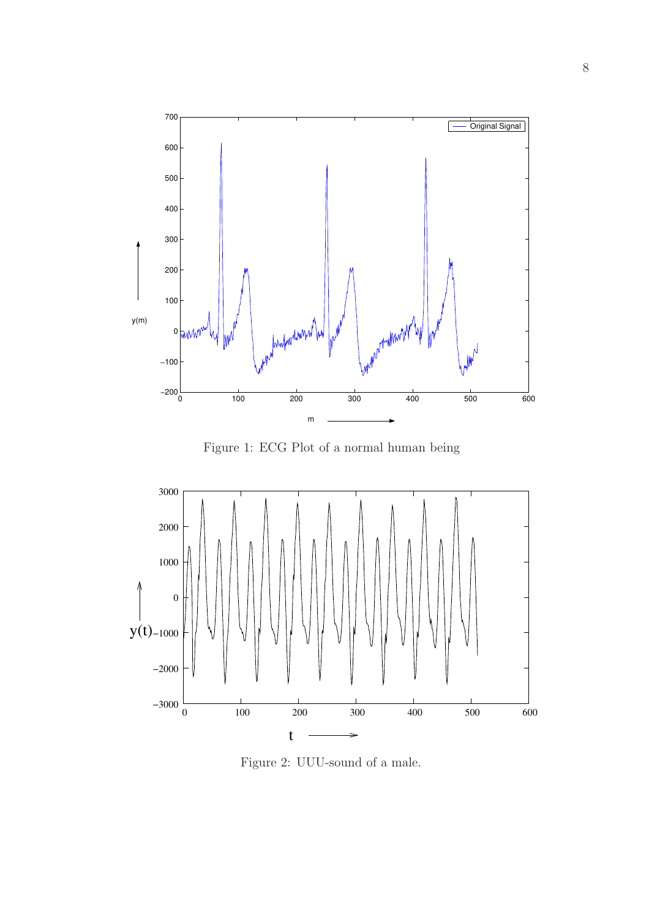Figure 1: ECG Plot of a normal human being

Figure 2: UUU-sound of a male.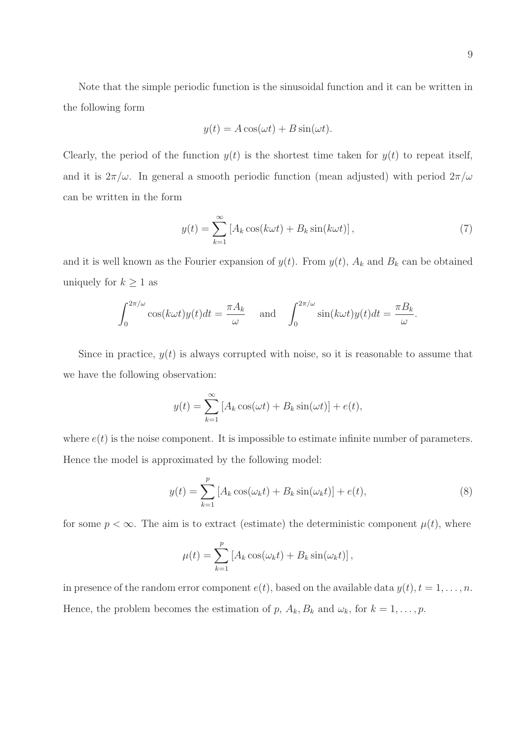Note that the simple periodic function is the sinusoidal function and it can be written in the following form

$$y(t) = A\cos(\omega t) + B\sin(\omega t).$$

Clearly, the period of the function $y(t)$ is the shortest time taken for $y(t)$ to repeat itself, and it is $2\pi/\omega$. In general a smooth periodic function (mean adjusted) with period $2\pi/\omega$ can be written in the form

$$y(t) = \sum_{k=1}^{\infty} \left[A_k \cos(k\omega t) + B_k \sin(k\omega t)\right], \tag{7}$$

and it is well known as the Fourier expansion of $y(t)$. From $y(t)$, $A_k$ and $B_k$ can be obtained uniquely for $k \geq 1$ as

$$\int_0^{2\pi/\omega} \cos(k\omega t) y(t) dt = \frac{\pi A_k}{\omega} \quad \text{and} \quad \int_0^{2\pi/\omega} \sin(k\omega t) y(t) dt = \frac{\pi B_k}{\omega}.$$

Since in practice, $y(t)$ is always corrupted with noise, so it is reasonable to assume that we have the following observation:

$$y(t) = \sum_{k=1}^{\infty} \left[A_k \cos(\omega t) + B_k \sin(\omega t)\right] + e(t),$$

where $e(t)$ is the noise component. It is impossible to estimate infinite number of parameters. Hence the model is approximated by the following model:

$$y(t) = \sum_{k=1}^{p} \left[A_k \cos(\omega_k t) + B_k \sin(\omega_k t)\right] + e(t), \tag{8}$$

for some $p < \infty$. The aim is to extract (estimate) the deterministic component $\mu(t)$, where

$$\mu(t) = \sum_{k=1}^{p} \left[A_k \cos(\omega_k t) + B_k \sin(\omega_k t)\right],$$

in presence of the random error component $e(t)$, based on the available data $y(t), t = 1, \ldots, n$. Hence, the problem becomes the estimation of $p$, $A_k, B_k$ and $\omega_k$, for $k = 1, \ldots, p$.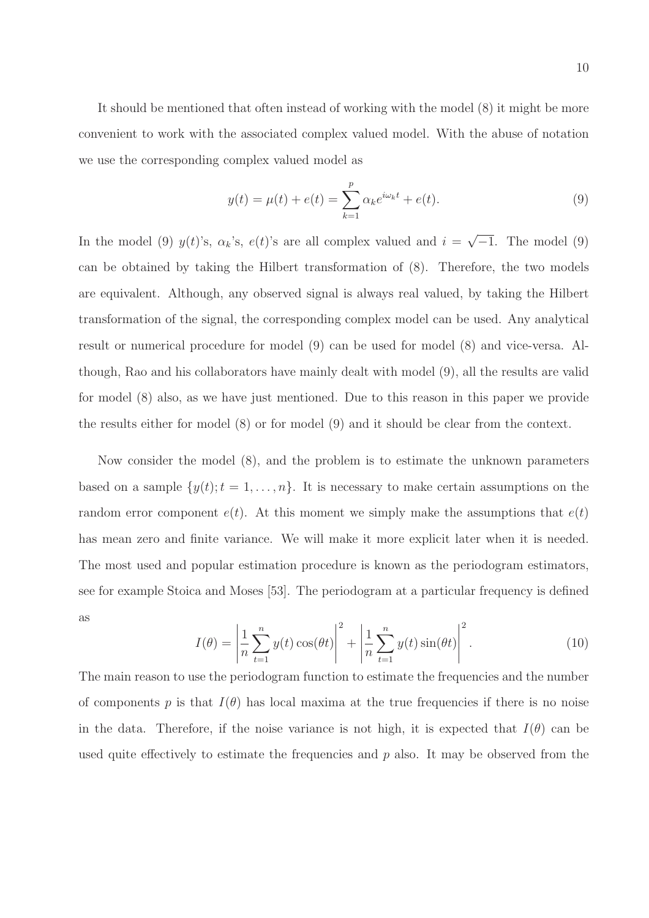It should be mentioned that often instead of working with the model (8) it might be more convenient to work with the associated complex valued model. With the abuse of notation we use the corresponding complex valued model as

$$y(t) = \mu(t) + e(t) = \sum_{k=1}^{p} \alpha_k e^{i\omega_k t} + e(t). \tag{9}$$

In the model (9) $y(t)$'s, $\alpha_k$'s, $e(t)$'s are all complex valued and $i = \sqrt{-1}$. The model (9) can be obtained by taking the Hilbert transformation of (8). Therefore, the two models are equivalent. Although, any observed signal is always real valued, by taking the Hilbert transformation of the signal, the corresponding complex model can be used. Any analytical result or numerical procedure for model (9) can be used for model (8) and vice-versa. Although, Rao and his collaborators have mainly dealt with model (9), all the results are valid for model (8) also, as we have just mentioned. Due to this reason in this paper we provide the results either for model (8) or for model (9) and it should be clear from the context.

Now consider the model (8), and the problem is to estimate the unknown parameters based on a sample $\{y(t); t = 1, \ldots, n\}$. It is necessary to make certain assumptions on the random error component $e(t)$. At this moment we simply make the assumptions that $e(t)$ has mean zero and finite variance. We will make it more explicit later when it is needed. The most used and popular estimation procedure is known as the periodogram estimators, see for example Stoica and Moses [53]. The periodogram at a particular frequency is defined as

$$I(\theta) = \left| \frac{1}{n} \sum_{t=1}^{n} y(t) \cos(\theta t) \right|^2 + \left| \frac{1}{n} \sum_{t=1}^{n} y(t) \sin(\theta t) \right|^2. \tag{10}$$

The main reason to use the periodogram function to estimate the frequencies and the number of components $p$ is that $I(\theta)$ has local maxima at the true frequencies if there is no noise in the data. Therefore, if the noise variance is not high, it is expected that $I(\theta)$ can be used quite effectively to estimate the frequencies and $p$ also. It may be observed from the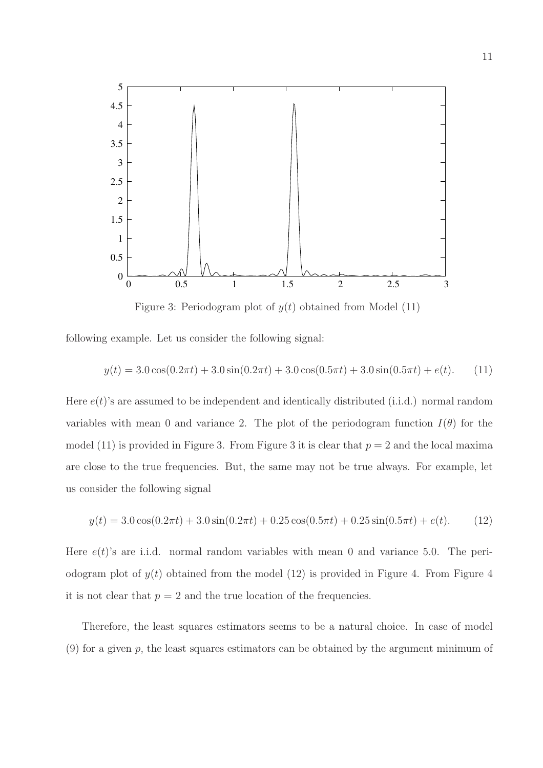Figure 3: Periodogram plot of $y(t)$ obtained from Model (11)

following example. Let us consider the following signal:

$$y(t) = 3.0\cos(0.2\pi t) + 3.0\sin(0.2\pi t) + 3.0\cos(0.5\pi t) + 3.0\sin(0.5\pi t) + e(t). \qquad (11)$$

Here $e(t)$'s are assumed to be independent and identically distributed (i.i.d.) normal random variables with mean 0 and variance 2. The plot of the periodogram function $I(\theta)$ for the model (11) is provided in Figure 3. From Figure 3 it is clear that $p = 2$ and the local maxima are close to the true frequencies. But, the same may not be true always. For example, let us consider the following signal

$$y(t) = 3.0\cos(0.2\pi t) + 3.0\sin(0.2\pi t) + 0.25\cos(0.5\pi t) + 0.25\sin(0.5\pi t) + e(t). \qquad (12)$$

Here $e(t)$'s are i.i.d. normal random variables with mean 0 and variance 5.0. The periodogram plot of $y(t)$ obtained from the model (12) is provided in Figure 4. From Figure 4 it is not clear that $p = 2$ and the true location of the frequencies.

Therefore, the least squares estimators seems to be a natural choice. In case of model (9) for a given $p$, the least squares estimators can be obtained by the argument minimum of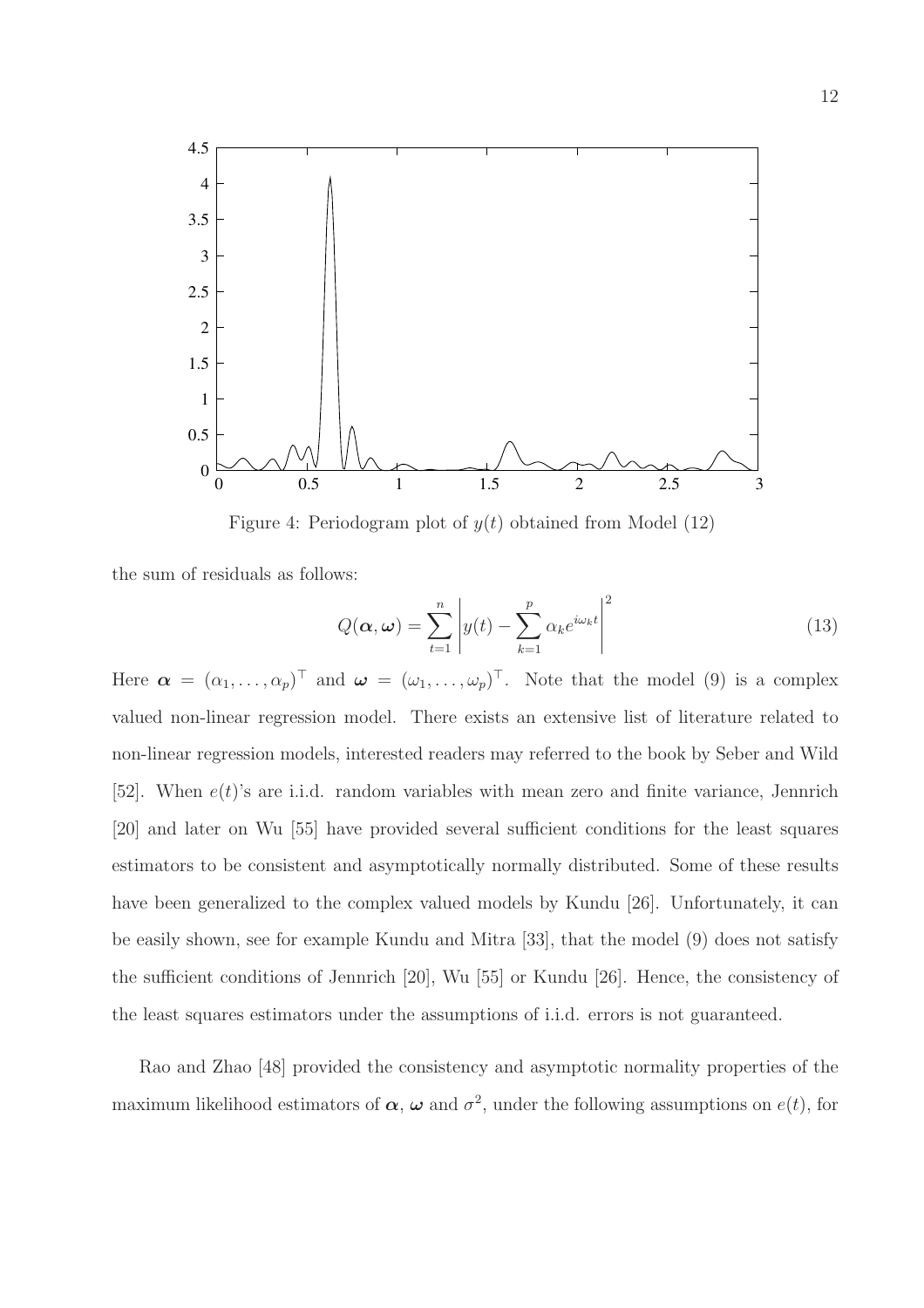Figure 4: Periodogram plot of $y(t)$ obtained from Model (12)

the sum of residuals as follows:

$$Q(\boldsymbol{\alpha}, \boldsymbol{\omega}) = \sum_{t=1}^{n} \left| y(t) - \sum_{k=1}^{p} \alpha_k e^{i\omega_k t} \right|^2 \tag{13}$$

Here $\boldsymbol{\alpha} = (\alpha_1, \ldots, \alpha_p)^\top$ and $\boldsymbol{\omega} = (\omega_1, \ldots, \omega_p)^\top$. Note that the model (9) is a complex valued non-linear regression model. There exists an extensive list of literature related to non-linear regression models, interested readers may referred to the book by Seber and Wild [52]. When $e(t)$'s are i.i.d. random variables with mean zero and finite variance, Jennrich [20] and later on Wu [55] have provided several sufficient conditions for the least squares estimators to be consistent and asymptotically normally distributed. Some of these results have been generalized to the complex valued models by Kundu [26]. Unfortunately, it can be easily shown, see for example Kundu and Mitra [33], that the model (9) does not satisfy the sufficient conditions of Jennrich [20], Wu [55] or Kundu [26]. Hence, the consistency of the least squares estimators under the assumptions of i.i.d. errors is not guaranteed.

Rao and Zhao [48] provided the consistency and asymptotic normality properties of the maximum likelihood estimators of $\boldsymbol{\alpha}$, $\boldsymbol{\omega}$ and $\sigma^2$, under the following assumptions on $e(t)$, for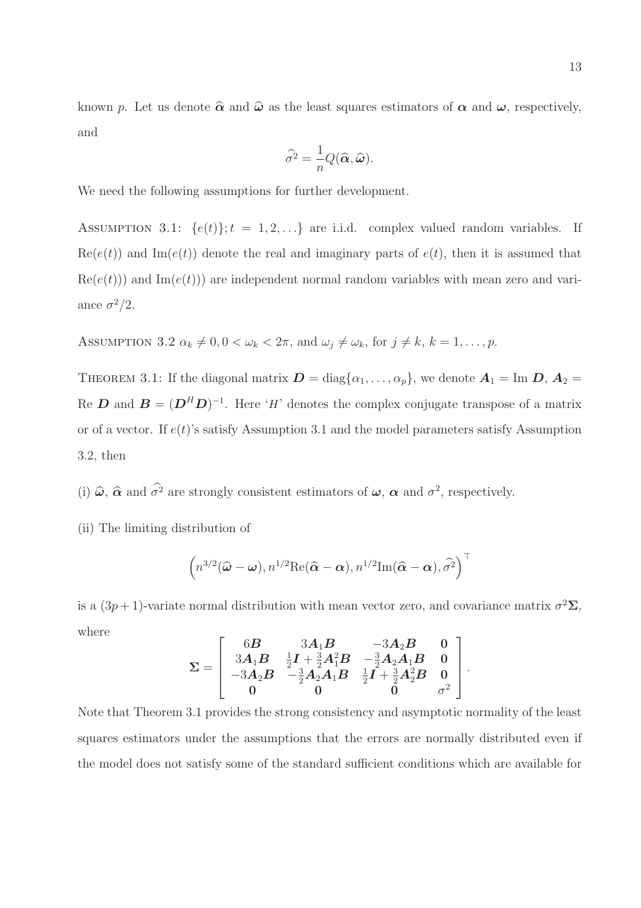known $p$. Let us denote $\widehat{\boldsymbol{\alpha}}$ and $\widehat{\boldsymbol{\omega}}$ as the least squares estimators of $\boldsymbol{\alpha}$ and $\boldsymbol{\omega}$, respectively, and

$$\widehat{\sigma^2} = \frac{1}{n} Q(\widehat{\boldsymbol{\alpha}}, \widehat{\boldsymbol{\omega}}).$$

We need the following assumptions for further development.

Assumption 3.1: $\{e(t)\}; t = 1, 2, \ldots\}$ are i.i.d. complex valued random variables. If $\text{Re}(e(t))$ and $\text{Im}(e(t))$ denote the real and imaginary parts of $e(t)$, then it is assumed that $\text{Re}(e(t)))$ and $\text{Im}(e(t)))$ are independent normal random variables with mean zero and variance $\sigma^2/2$.

Assumption 3.2 $\alpha_k \neq 0, 0 < \omega_k < 2\pi$, and $\omega_j \neq \omega_k$, for $j \neq k$, $k = 1, \ldots, p$.

Theorem 3.1: If the diagonal matrix $\boldsymbol{D} = \text{diag}\{\alpha_1, \ldots, \alpha_p\}$, we denote $\boldsymbol{A}_1 = \text{Im } \boldsymbol{D}$, $\boldsymbol{A}_2 = \text{Re } \boldsymbol{D}$ and $\boldsymbol{B} = (\boldsymbol{D}^H \boldsymbol{D})^{-1}$. Here '$H$' denotes the complex conjugate transpose of a matrix or of a vector. If $e(t)$'s satisfy Assumption 3.1 and the model parameters satisfy Assumption 3.2, then

(i) $\widehat{\boldsymbol{\omega}}$, $\widehat{\boldsymbol{\alpha}}$ and $\widehat{\sigma^2}$ are strongly consistent estimators of $\boldsymbol{\omega}$, $\boldsymbol{\alpha}$ and $\sigma^2$, respectively.

(ii) The limiting distribution of

$$\left(n^{3/2}(\widehat{\boldsymbol{\omega}} - \boldsymbol{\omega}), n^{1/2}\text{Re}(\widehat{\boldsymbol{\alpha}} - \boldsymbol{\alpha}), n^{1/2}\text{Im}(\widehat{\boldsymbol{\alpha}} - \boldsymbol{\alpha}), \widehat{\sigma^2}\right)^\top$$

is a $(3p+1)$-variate normal distribution with mean vector zero, and covariance matrix $\sigma^2 \boldsymbol{\Sigma}$, where

$$\boldsymbol{\Sigma} = \begin{bmatrix} 6\boldsymbol{B} & 3\boldsymbol{A}_1\boldsymbol{B} & -3\boldsymbol{A}_2\boldsymbol{B} & \boldsymbol{0} \\ 3\boldsymbol{A}_1\boldsymbol{B} & \frac{1}{2}\boldsymbol{I} + \frac{3}{2}\boldsymbol{A}_1^2\boldsymbol{B} & -\frac{3}{2}\boldsymbol{A}_2\boldsymbol{A}_1\boldsymbol{B} & \boldsymbol{0} \\ -3\boldsymbol{A}_2\boldsymbol{B} & -\frac{3}{2}\boldsymbol{A}_2\boldsymbol{A}_1\boldsymbol{B} & \frac{1}{2}\boldsymbol{I} + \frac{3}{2}\boldsymbol{A}_2^2\boldsymbol{B} & \boldsymbol{0} \\ \boldsymbol{0} & \boldsymbol{0} & \boldsymbol{0} & \sigma^2 \end{bmatrix}.$$

Note that Theorem 3.1 provides the strong consistency and asymptotic normality of the least squares estimators under the assumptions that the errors are normally distributed even if the model does not satisfy some of the standard sufficient conditions which are available for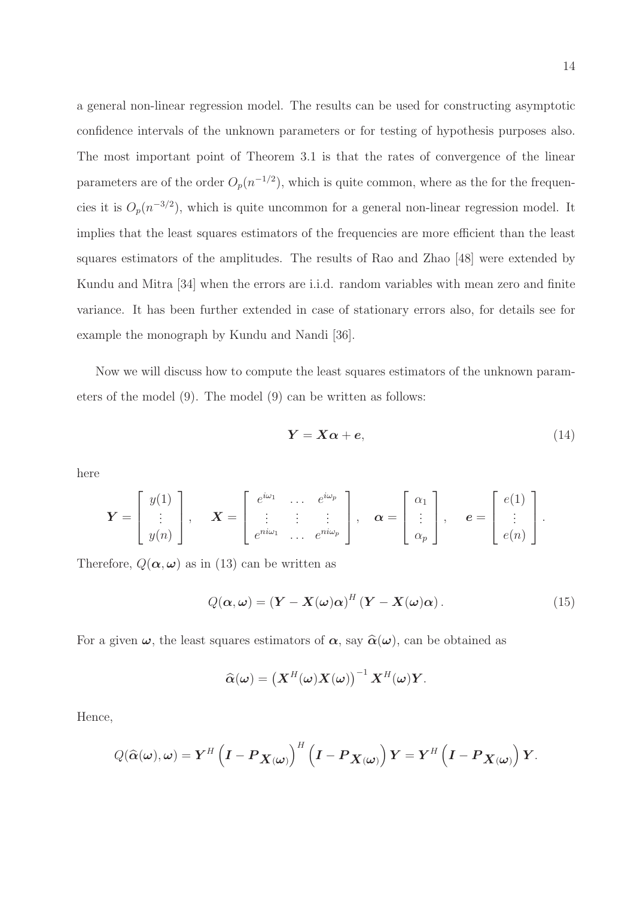a general non-linear regression model. The results can be used for constructing asymptotic confidence intervals of the unknown parameters or for testing of hypothesis purposes also. The most important point of Theorem 3.1 is that the rates of convergence of the linear parameters are of the order $O_p(n^{-1/2})$, which is quite common, where as the for the frequencies it is $O_p(n^{-3/2})$, which is quite uncommon for a general non-linear regression model. It implies that the least squares estimators of the frequencies are more efficient than the least squares estimators of the amplitudes. The results of Rao and Zhao [48] were extended by Kundu and Mitra [34] when the errors are i.i.d. random variables with mean zero and finite variance. It has been further extended in case of stationary errors also, for details see for example the monograph by Kundu and Nandi [36].

Now we will discuss how to compute the least squares estimators of the unknown parameters of the model (9). The model (9) can be written as follows:

$$\boldsymbol{Y} = \boldsymbol{X}\boldsymbol{\alpha} + \boldsymbol{e}, \tag{14}$$

here

$$\boldsymbol{Y} = \begin{bmatrix} y(1) \\ \vdots \\ y(n) \end{bmatrix}, \quad \boldsymbol{X} = \begin{bmatrix} e^{i\omega_1} & \dots & e^{i\omega_p} \\ \vdots & \vdots & \vdots \\ e^{ni\omega_1} & \dots & e^{ni\omega_p} \end{bmatrix}, \quad \boldsymbol{\alpha} = \begin{bmatrix} \alpha_1 \\ \vdots \\ \alpha_p \end{bmatrix}, \quad \boldsymbol{e} = \begin{bmatrix} e(1) \\ \vdots \\ e(n) \end{bmatrix}.$$

Therefore, $Q(\boldsymbol{\alpha}, \boldsymbol{\omega})$ as in (13) can be written as

$$Q(\boldsymbol{\alpha}, \boldsymbol{\omega}) = (\boldsymbol{Y} - \boldsymbol{X}(\boldsymbol{\omega})\boldsymbol{\alpha})^H (\boldsymbol{Y} - \boldsymbol{X}(\boldsymbol{\omega})\boldsymbol{\alpha}). \tag{15}$$

For a given $\boldsymbol{\omega}$, the least squares estimators of $\boldsymbol{\alpha}$, say $\widehat{\boldsymbol{\alpha}}(\boldsymbol{\omega})$, can be obtained as

$$\widehat{\boldsymbol{\alpha}}(\boldsymbol{\omega}) = \left(\boldsymbol{X}^H(\boldsymbol{\omega})\boldsymbol{X}(\boldsymbol{\omega})\right)^{-1} \boldsymbol{X}^H(\boldsymbol{\omega})\boldsymbol{Y}.$$

Hence,

$$Q(\widehat{\boldsymbol{\alpha}}(\boldsymbol{\omega}), \boldsymbol{\omega}) = \boldsymbol{Y}^H \left(\boldsymbol{I} - \boldsymbol{P}_{\boldsymbol{X}(\boldsymbol{\omega})}\right)^H \left(\boldsymbol{I} - \boldsymbol{P}_{\boldsymbol{X}(\boldsymbol{\omega})}\right) \boldsymbol{Y} = \boldsymbol{Y}^H \left(\boldsymbol{I} - \boldsymbol{P}_{\boldsymbol{X}(\boldsymbol{\omega})}\right) \boldsymbol{Y}.$$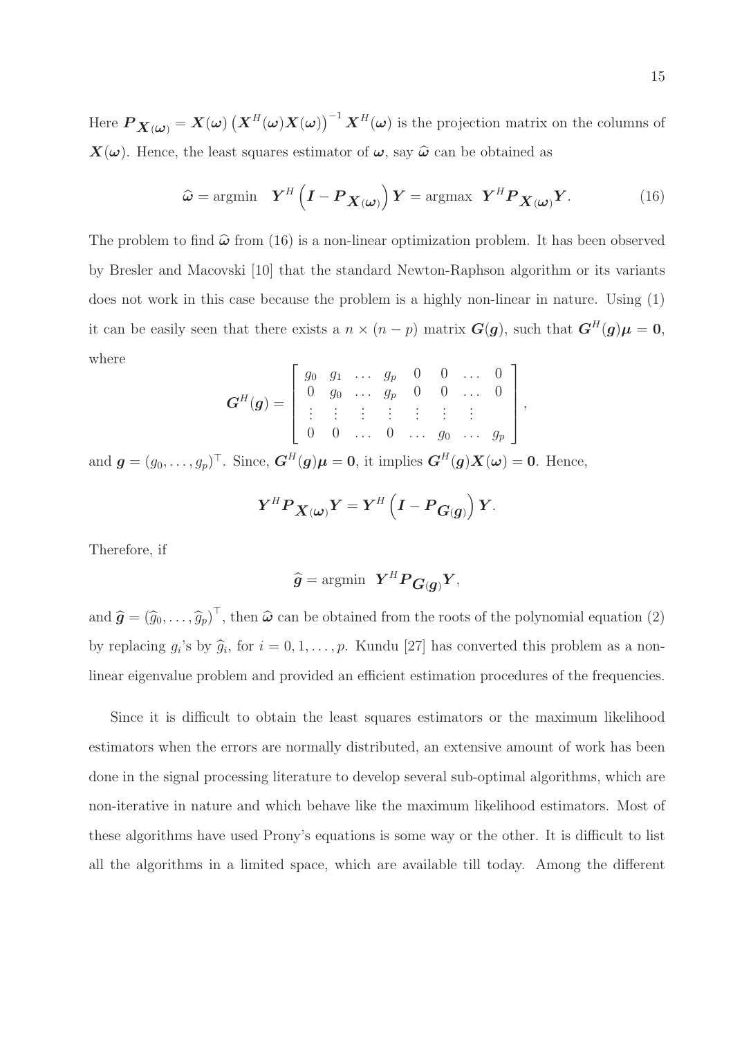Here $\boldsymbol{P}_{\boldsymbol{X}(\boldsymbol{\omega})} = \boldsymbol{X}(\boldsymbol{\omega})\left(\boldsymbol{X}^H(\boldsymbol{\omega})\boldsymbol{X}(\boldsymbol{\omega})\right)^{-1}\boldsymbol{X}^H(\boldsymbol{\omega})$ is the projection matrix on the columns of $\boldsymbol{X}(\boldsymbol{\omega})$. Hence, the least squares estimator of $\boldsymbol{\omega}$, say $\widehat{\boldsymbol{\omega}}$ can be obtained as

$$\widehat{\boldsymbol{\omega}} = \text{argmin} \quad \boldsymbol{Y}^H\left(\boldsymbol{I} - \boldsymbol{P}_{\boldsymbol{X}(\boldsymbol{\omega})}\right)\boldsymbol{Y} = \text{argmax} \;\; \boldsymbol{Y}^H\boldsymbol{P}_{\boldsymbol{X}(\boldsymbol{\omega})}\boldsymbol{Y}. \tag{16}$$

The problem to find $\widehat{\boldsymbol{\omega}}$ from (16) is a non-linear optimization problem. It has been observed by Bresler and Macovski [10] that the standard Newton-Raphson algorithm or its variants does not work in this case because the problem is a highly non-linear in nature. Using (1) it can be easily seen that there exists a $n \times (n-p)$ matrix $\boldsymbol{G}(\boldsymbol{g})$, such that $\boldsymbol{G}^H(\boldsymbol{g})\boldsymbol{\mu} = \boldsymbol{0}$, where

$$\boldsymbol{G}^H(\boldsymbol{g}) = \begin{bmatrix} g_0 & g_1 & \dots & g_p & 0 & 0 & \dots & 0 \\ 0 & g_0 & \dots & g_p & 0 & 0 & \dots & 0 \\ \vdots & \vdots & \vdots & \vdots & \vdots & \vdots & \vdots & \\ 0 & 0 & \dots & 0 & \dots & g_0 & \dots & g_p \end{bmatrix},$$

and $\boldsymbol{g} = (g_0, \dots, g_p)^\top$. Since, $\boldsymbol{G}^H(\boldsymbol{g})\boldsymbol{\mu} = \boldsymbol{0}$, it implies $\boldsymbol{G}^H(\boldsymbol{g})\boldsymbol{X}(\boldsymbol{\omega}) = \boldsymbol{0}$. Hence,

$$\boldsymbol{Y}^H\boldsymbol{P}_{\boldsymbol{X}(\boldsymbol{\omega})}\boldsymbol{Y} = \boldsymbol{Y}^H\left(\boldsymbol{I} - \boldsymbol{P}_{\boldsymbol{G}(\boldsymbol{g})}\right)\boldsymbol{Y}.$$

Therefore, if

$$\widehat{\boldsymbol{g}} = \text{argmin} \;\; \boldsymbol{Y}^H\boldsymbol{P}_{\boldsymbol{G}(\boldsymbol{g})}\boldsymbol{Y},$$

and $\widehat{\boldsymbol{g}} = \left(\widehat{g}_0, \dots, \widehat{g}_p\right)^\top$, then $\widehat{\boldsymbol{\omega}}$ can be obtained from the roots of the polynomial equation (2) by replacing $g_i$'s by $\widehat{g}_i$, for $i = 0, 1, \dots, p$. Kundu [27] has converted this problem as a non-linear eigenvalue problem and provided an efficient estimation procedures of the frequencies.

Since it is difficult to obtain the least squares estimators or the maximum likelihood estimators when the errors are normally distributed, an extensive amount of work has been done in the signal processing literature to develop several sub-optimal algorithms, which are non-iterative in nature and which behave like the maximum likelihood estimators. Most of these algorithms have used Prony's equations is some way or the other. It is difficult to list all the algorithms in a limited space, which are available till today. Among the different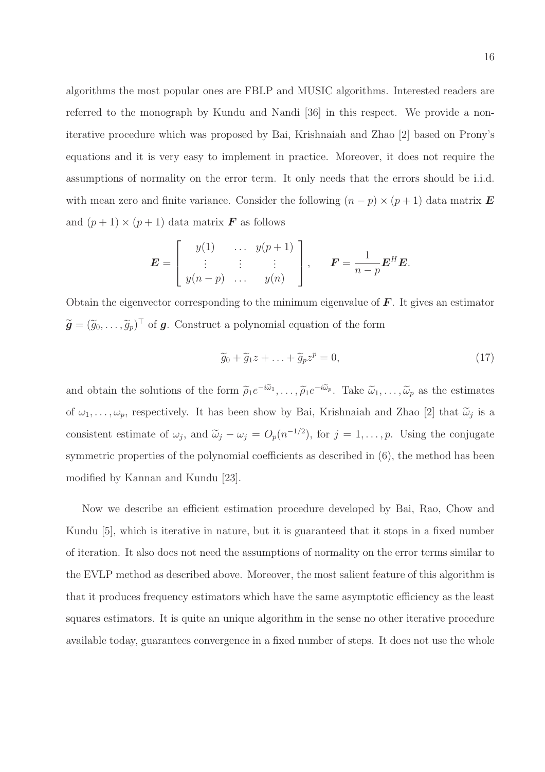algorithms the most popular ones are FBLP and MUSIC algorithms. Interested readers are referred to the monograph by Kundu and Nandi [36] in this respect. We provide a non-iterative procedure which was proposed by Bai, Krishnaiah and Zhao [2] based on Prony's equations and it is very easy to implement in practice. Moreover, it does not require the assumptions of normality on the error term. It only needs that the errors should be i.i.d. with mean zero and finite variance. Consider the following $(n-p) \times (p+1)$ data matrix $\boldsymbol{E}$ and $(p+1) \times (p+1)$ data matrix $\boldsymbol{F}$ as follows

$$
\boldsymbol{E} = \begin{bmatrix} y(1) & \dots & y(p+1) \\ \vdots & \vdots & \vdots \\ y(n-p) & \dots & y(n) \end{bmatrix}, \qquad \boldsymbol{F} = \frac{1}{n-p} \boldsymbol{E}^H \boldsymbol{E}.
$$

Obtain the eigenvector corresponding to the minimum eigenvalue of $\boldsymbol{F}$. It gives an estimator $\widetilde{\boldsymbol{g}} = (\widetilde{g}_0, \dots, \widetilde{g}_p)^\top$ of $\boldsymbol{g}$. Construct a polynomial equation of the form

$$
\widetilde{g}_0 + \widetilde{g}_1 z + \dots + \widetilde{g}_p z^p = 0, \tag{17}
$$

and obtain the solutions of the form $\widetilde{\rho}_1 e^{-i\widetilde{\omega}_1}, \dots, \widetilde{\rho}_1 e^{-i\widetilde{\omega}_p}$. Take $\widetilde{\omega}_1, \dots, \widetilde{\omega}_p$ as the estimates of $\omega_1, \dots, \omega_p$, respectively. It has been show by Bai, Krishnaiah and Zhao [2] that $\widetilde{\omega}_j$ is a consistent estimate of $\omega_j$, and $\widetilde{\omega}_j - \omega_j = O_p(n^{-1/2})$, for $j = 1, \dots, p$. Using the conjugate symmetric properties of the polynomial coefficients as described in (6), the method has been modified by Kannan and Kundu [23].

Now we describe an efficient estimation procedure developed by Bai, Rao, Chow and Kundu [5], which is iterative in nature, but it is guaranteed that it stops in a fixed number of iteration. It also does not need the assumptions of normality on the error terms similar to the EVLP method as described above. Moreover, the most salient feature of this algorithm is that it produces frequency estimators which have the same asymptotic efficiency as the least squares estimators. It is quite an unique algorithm in the sense no other iterative procedure available today, guarantees convergence in a fixed number of steps. It does not use the whole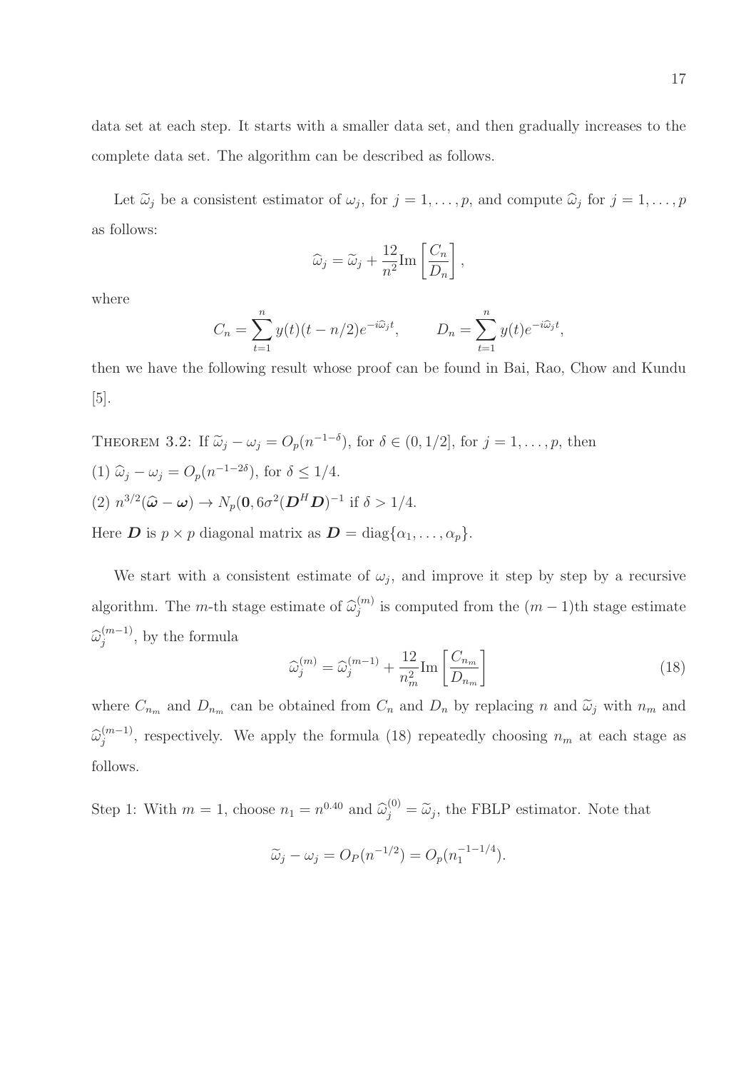data set at each step. It starts with a smaller data set, and then gradually increases to the complete data set. The algorithm can be described as follows.

Let $\widetilde{\omega}_j$ be a consistent estimator of $\omega_j$, for $j = 1, \ldots, p$, and compute $\widehat{\omega}_j$ for $j = 1, \ldots, p$ as follows:

$$\widehat{\omega}_j = \widetilde{\omega}_j + \frac{12}{n^2} \text{Im} \left[ \frac{C_n}{D_n} \right],$$

where

$$C_n = \sum_{t=1}^{n} y(t)(t - n/2) e^{-i\widehat{\omega}_j t}, \qquad D_n = \sum_{t=1}^{n} y(t) e^{-i\widehat{\omega}_j t},$$

then we have the following result whose proof can be found in Bai, Rao, Chow and Kundu [5].

THEOREM 3.2: If $\widetilde{\omega}_j - \omega_j = O_p(n^{-1-\delta})$, for $\delta \in (0, 1/2]$, for $j = 1, \ldots, p$, then

(1) $\widehat{\omega}_j - \omega_j = O_p(n^{-1-2\delta})$, for $\delta \leq 1/4$.

(2) $n^{3/2}(\widehat{\boldsymbol{\omega}} - \boldsymbol{\omega}) \to N_p(\mathbf{0}, 6\sigma^2(\boldsymbol{D}^H \boldsymbol{D})^{-1}$ if $\delta > 1/4$.

Here $\boldsymbol{D}$ is $p \times p$ diagonal matrix as $\boldsymbol{D} = \text{diag}\{\alpha_1, \ldots, \alpha_p\}$.

We start with a consistent estimate of $\omega_j$, and improve it step by step by a recursive algorithm. The $m$-th stage estimate of $\widehat{\omega}_j^{(m)}$ is computed from the $(m-1)$th stage estimate $\widehat{\omega}_j^{(m-1)}$, by the formula

$$\widehat{\omega}_j^{(m)} = \widehat{\omega}_j^{(m-1)} + \frac{12}{n_m^2} \text{Im} \left[ \frac{C_{n_m}}{D_{n_m}} \right] \tag{18}$$

where $C_{n_m}$ and $D_{n_m}$ can be obtained from $C_n$ and $D_n$ by replacing $n$ and $\widetilde{\omega}_j$ with $n_m$ and $\widehat{\omega}_j^{(m-1)}$, respectively. We apply the formula (18) repeatedly choosing $n_m$ at each stage as follows.

Step 1: With $m = 1$, choose $n_1 = n^{0.40}$ and $\widehat{\omega}_j^{(0)} = \widetilde{\omega}_j$, the FBLP estimator. Note that

$$\widetilde{\omega}_j - \omega_j = O_P(n^{-1/2}) = O_p(n_1^{-1-1/4}).$$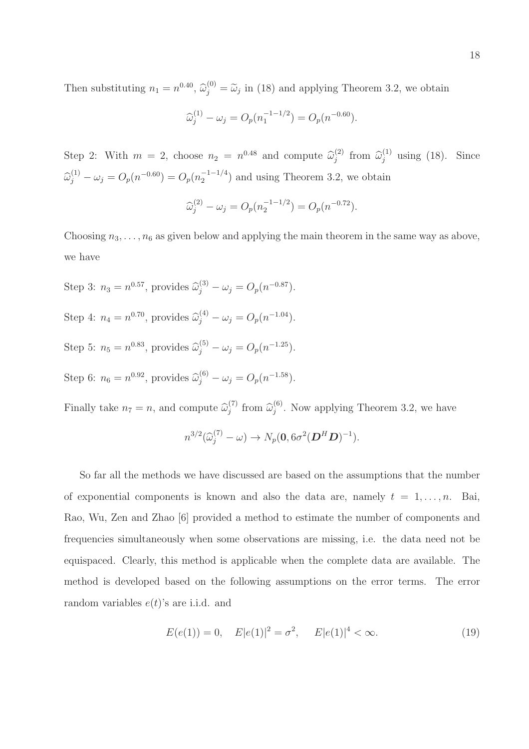Then substituting $n_1 = n^{0.40}$, $\widehat{\omega}_j^{(0)} = \widetilde{\omega}_j$ in (18) and applying Theorem 3.2, we obtain

$$\widehat{\omega}_j^{(1)} - \omega_j = O_p(n_1^{-1-1/2}) = O_p(n^{-0.60}).$$

Step 2: With $m = 2$, choose $n_2 = n^{0.48}$ and compute $\widehat{\omega}_j^{(2)}$ from $\widehat{\omega}_j^{(1)}$ using (18). Since $\widehat{\omega}_j^{(1)} - \omega_j = O_p(n^{-0.60}) = O_p(n_2^{-1-1/4})$ and using Theorem 3.2, we obtain

$$\widehat{\omega}_j^{(2)} - \omega_j = O_p(n_2^{-1-1/2}) = O_p(n^{-0.72}).$$

Choosing $n_3, \ldots, n_6$ as given below and applying the main theorem in the same way as above, we have

Step 3: $n_3 = n^{0.57}$, provides $\widehat{\omega}_j^{(3)} - \omega_j = O_p(n^{-0.87})$.

Step 4: $n_4 = n^{0.70}$, provides $\widehat{\omega}_j^{(4)} - \omega_j = O_p(n^{-1.04})$.

Step 5: $n_5 = n^{0.83}$, provides $\widehat{\omega}_j^{(5)} - \omega_j = O_p(n^{-1.25})$.

Step 6: $n_6 = n^{0.92}$, provides $\widehat{\omega}_j^{(6)} - \omega_j = O_p(n^{-1.58})$.

Finally take $n_7 = n$, and compute $\widehat{\omega}_j^{(7)}$ from $\widehat{\omega}_j^{(6)}$. Now applying Theorem 3.2, we have

$$n^{3/2}(\widehat{\omega}_j^{(7)} - \omega) \rightarrow N_p(\mathbf{0}, 6\sigma^2(\boldsymbol{D}^H\boldsymbol{D})^{-1}).$$

So far all the methods we have discussed are based on the assumptions that the number of exponential components is known and also the data are, namely $t = 1, \ldots, n$. Bai, Rao, Wu, Zen and Zhao [6] provided a method to estimate the number of components and frequencies simultaneously when some observations are missing, i.e. the data need not be equispaced. Clearly, this method is applicable when the complete data are available. The method is developed based on the following assumptions on the error terms. The error random variables $e(t)$'s are i.i.d. and

$$E(e(1)) = 0, \quad E|e(1)|^2 = \sigma^2, \quad E|e(1)|^4 < \infty. \tag{19}$$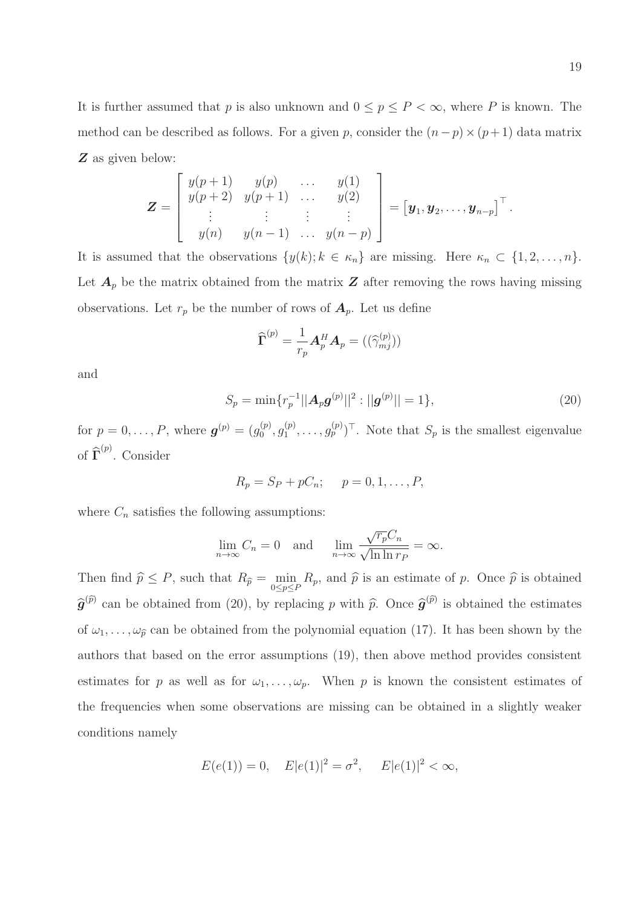It is further assumed that $p$ is also unknown and $0 \le p \le P < \infty$, where $P$ is known. The method can be described as follows. For a given $p$, consider the $(n-p)\times(p+1)$ data matrix $\boldsymbol{Z}$ as given below:

$$
\boldsymbol{Z} = \left[ \begin{array}{cccc} y(p+1) & y(p) & \dots & y(1) \\ y(p+2) & y(p+1) & \dots & y(2) \\ \vdots & \vdots & \vdots & \vdots \\ y(n) & y(n-1) & \dots & y(n-p) \end{array} \right] = \left[\boldsymbol{y}_1, \boldsymbol{y}_2, \dots, \boldsymbol{y}_{n-p}\right]^\top .
$$

It is assumed that the observations $\{y(k); k \in \kappa_n\}$ are missing. Here $\kappa_n \subset \{1, 2, \dots, n\}$. Let $\boldsymbol{A}_p$ be the matrix obtained from the matrix $\boldsymbol{Z}$ after removing the rows having missing observations. Let $r_p$ be the number of rows of $\boldsymbol{A}_p$. Let us define

$$
\widehat{\boldsymbol{\Gamma}}^{(p)} = \frac{1}{r_p}\boldsymbol{A}_p^H \boldsymbol{A}_p = ((\widehat{\gamma}_{mj}^{(p)}))
$$

and

$$
S_p = \min\{r_p^{-1}||\boldsymbol{A}_p \boldsymbol{g}^{(p)}||^2 : ||\boldsymbol{g}^{(p)}|| = 1\}, \tag{20}
$$

for $p = 0, \dots, P$, where $\boldsymbol{g}^{(p)} = (g_0^{(p)}, g_1^{(p)}, \dots, g_p^{(p)})^\top$. Note that $S_p$ is the smallest eigenvalue of $\widehat{\boldsymbol{\Gamma}}^{(p)}$. Consider

$$
R_p = S_P + pC_n; \quad p = 0, 1, \dots, P,
$$

where $C_n$ satisfies the following assumptions:

$$
\lim_{n\to\infty} C_n = 0 \quad \text{and} \quad \lim_{n\to\infty} \frac{\sqrt{r_p}C_n}{\sqrt{\ln \ln r_P}} = \infty.
$$

Then find $\widehat{p} \le P$, such that $R_{\widehat{p}} = \min_{0\le p\le P} R_p$, and $\widehat{p}$ is an estimate of $p$. Once $\widehat{p}$ is obtained $\widehat{\boldsymbol{g}}^{(\widehat{p})}$ can be obtained from (20), by replacing $p$ with $\widehat{p}$. Once $\widehat{\boldsymbol{g}}^{(\widehat{p})}$ is obtained the estimates of $\omega_1, \dots, \omega_{\widehat{p}}$ can be obtained from the polynomial equation (17). It has been shown by the authors that based on the error assumptions (19), then above method provides consistent estimates for $p$ as well as for $\omega_1, \dots, \omega_p$. When $p$ is known the consistent estimates of the frequencies when some observations are missing can be obtained in a slightly weaker conditions namely

$$
E(e(1)) = 0, \quad E|e(1)|^2 = \sigma^2, \quad E|e(1)|^2 < \infty,
$$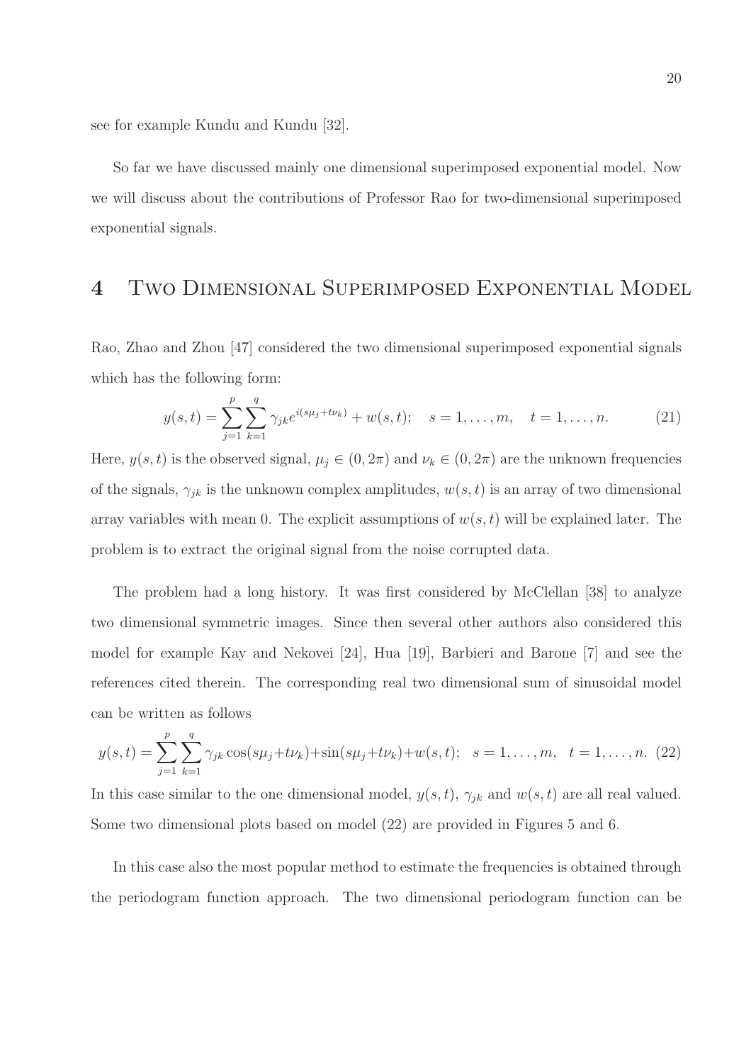see for example Kundu and Kundu [32].

So far we have discussed mainly one dimensional superimposed exponential model. Now we will discuss about the contributions of Professor Rao for two-dimensional superimposed exponential signals.

# 4 Two Dimensional Superimposed Exponential Model

Rao, Zhao and Zhou [47] considered the two dimensional superimposed exponential signals which has the following form:

$$y(s,t) = \sum_{j=1}^{p} \sum_{k=1}^{q} \gamma_{jk} e^{i(s\mu_j + t\nu_k)} + w(s,t); \quad s = 1, \ldots, m, \quad t = 1, \ldots, n. \tag{21}$$

Here, $y(s,t)$ is the observed signal, $\mu_j \in (0, 2\pi)$ and $\nu_k \in (0, 2\pi)$ are the unknown frequencies of the signals, $\gamma_{jk}$ is the unknown complex amplitudes, $w(s,t)$ is an array of two dimensional array variables with mean 0. The explicit assumptions of $w(s,t)$ will be explained later. The problem is to extract the original signal from the noise corrupted data.

The problem had a long history. It was first considered by McClellan [38] to analyze two dimensional symmetric images. Since then several other authors also considered this model for example Kay and Nekovei [24], Hua [19], Barbieri and Barone [7] and see the references cited therein. The corresponding real two dimensional sum of sinusoidal model can be written as follows

$$y(s,t) = \sum_{j=1}^{p} \sum_{k=1}^{q} \gamma_{jk} \cos(s\mu_j + t\nu_k) + \sin(s\mu_j + t\nu_k) + w(s,t); \quad s = 1, \ldots, m, \quad t = 1, \ldots, n. \tag{22}$$

In this case similar to the one dimensional model, $y(s,t)$, $\gamma_{jk}$ and $w(s,t)$ are all real valued. Some two dimensional plots based on model (22) are provided in Figures 5 and 6.

In this case also the most popular method to estimate the frequencies is obtained through the periodogram function approach. The two dimensional periodogram function can be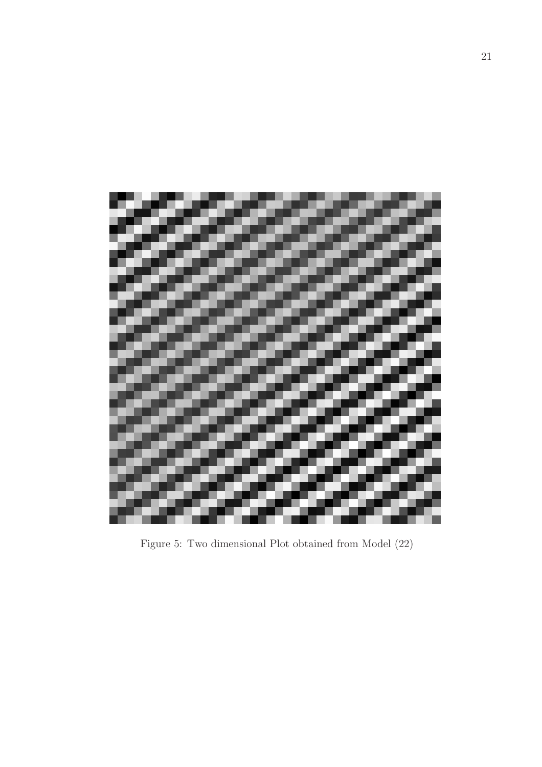Figure 5: Two dimensional Plot obtained from Model (22)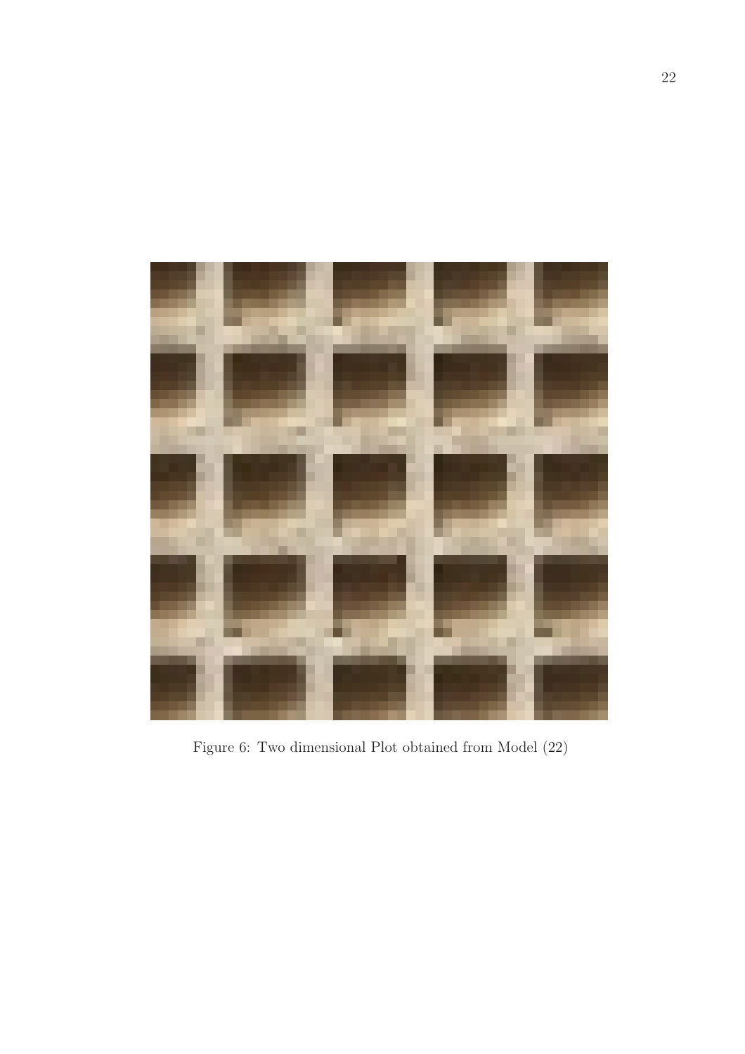Figure 6: Two dimensional Plot obtained from Model (22)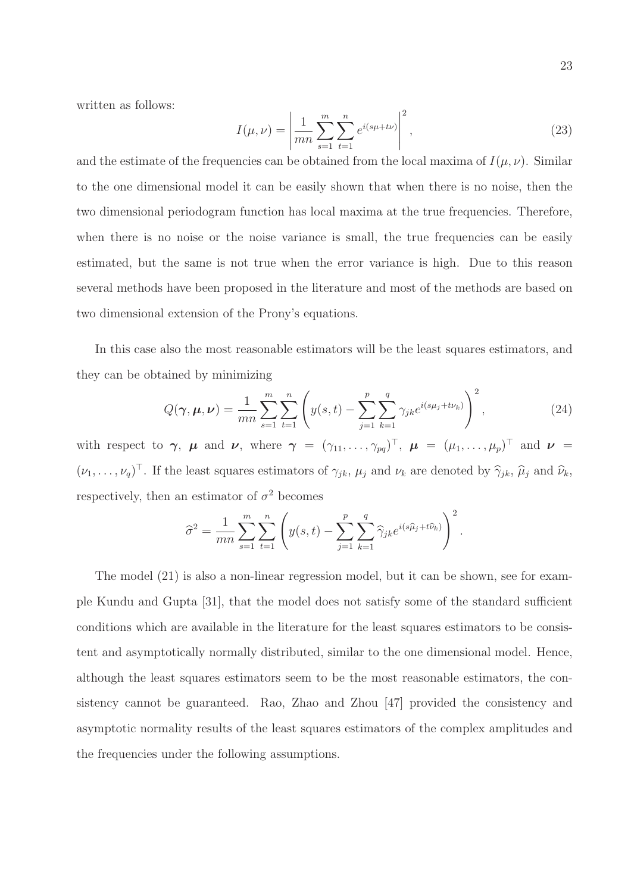written as follows:

$$I(\mu, \nu) = \left| \frac{1}{mn} \sum_{s=1}^{m} \sum_{t=1}^{n} e^{i(s\mu + t\nu)} \right|^2, \tag{23}$$

and the estimate of the frequencies can be obtained from the local maxima of $I(\mu, \nu)$. Similar to the one dimensional model it can be easily shown that when there is no noise, then the two dimensional periodogram function has local maxima at the true frequencies. Therefore, when there is no noise or the noise variance is small, the true frequencies can be easily estimated, but the same is not true when the error variance is high. Due to this reason several methods have been proposed in the literature and most of the methods are based on two dimensional extension of the Prony's equations.

In this case also the most reasonable estimators will be the least squares estimators, and they can be obtained by minimizing

$$Q(\boldsymbol{\gamma}, \boldsymbol{\mu}, \boldsymbol{\nu}) = \frac{1}{mn} \sum_{s=1}^{m} \sum_{t=1}^{n} \left( y(s,t) - \sum_{j=1}^{p} \sum_{k=1}^{q} \gamma_{jk} e^{i(s\mu_j + t\nu_k)} \right)^2, \tag{24}$$

with respect to $\boldsymbol{\gamma}$, $\boldsymbol{\mu}$ and $\boldsymbol{\nu}$, where $\boldsymbol{\gamma} = (\gamma_{11}, \ldots, \gamma_{pq})^\top$, $\boldsymbol{\mu} = (\mu_1, \ldots, \mu_p)^\top$ and $\boldsymbol{\nu} = (\nu_1, \ldots, \nu_q)^\top$. If the least squares estimators of $\gamma_{jk}$, $\mu_j$ and $\nu_k$ are denoted by $\widehat{\gamma}_{jk}$, $\widehat{\mu}_j$ and $\widehat{\nu}_k$, respectively, then an estimator of $\sigma^2$ becomes

$$\widehat{\sigma}^2 = \frac{1}{mn} \sum_{s=1}^{m} \sum_{t=1}^{n} \left( y(s,t) - \sum_{j=1}^{p} \sum_{k=1}^{q} \widehat{\gamma}_{jk} e^{i(s\widehat{\mu}_j + t\widehat{\nu}_k)} \right)^2.$$

The model (21) is also a non-linear regression model, but it can be shown, see for example Kundu and Gupta [31], that the model does not satisfy some of the standard sufficient conditions which are available in the literature for the least squares estimators to be consistent and asymptotically normally distributed, similar to the one dimensional model. Hence, although the least squares estimators seem to be the most reasonable estimators, the consistency cannot be guaranteed. Rao, Zhao and Zhou [47] provided the consistency and asymptotic normality results of the least squares estimators of the complex amplitudes and the frequencies under the following assumptions.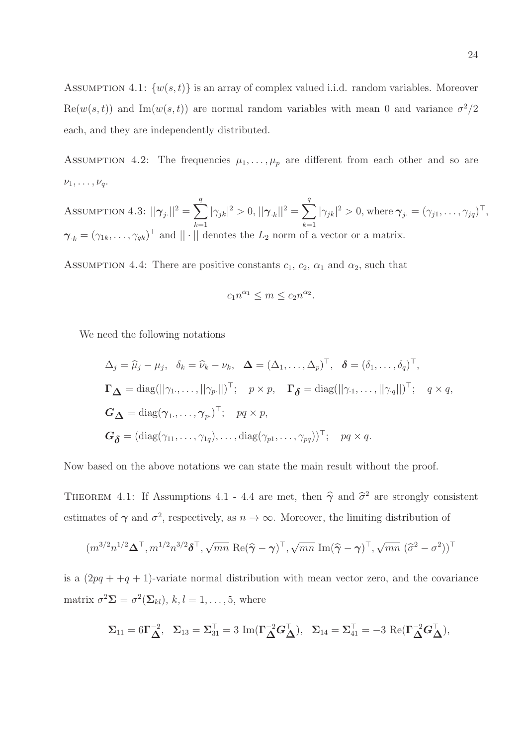ASSUMPTION 4.1: $\{w(s,t)\}$ is an array of complex valued i.i.d. random variables. Moreover $\text{Re}(w(s,t))$ and $\text{Im}(w(s,t))$ are normal random variables with mean 0 and variance $\sigma^2/2$ each, and they are independently distributed.

ASSUMPTION 4.2: The frequencies $\mu_1, \ldots, \mu_p$ are different from each other and so are $\nu_1, \ldots, \nu_q$.

ASSUMPTION 4.3: $||\boldsymbol{\gamma}_{j\cdot}||^2 = \sum_{k=1}^{q} |\gamma_{jk}|^2 > 0$, $||\boldsymbol{\gamma}_{\cdot k}||^2 = \sum_{k=1}^{q} |\gamma_{jk}|^2 > 0$, where $\boldsymbol{\gamma}_{j\cdot} = (\gamma_{j1}, \ldots, \gamma_{jq})^\top$, $\boldsymbol{\gamma}_{\cdot k} = (\gamma_{1k}, \ldots, \gamma_{qk})^\top$ and $||\cdot||$ denotes the $L_2$ norm of a vector or a matrix.

ASSUMPTION 4.4: There are positive constants $c_1$, $c_2$, $\alpha_1$ and $\alpha_2$, such that

$$c_1 n^{\alpha_1} \leq m \leq c_2 n^{\alpha_2}.$$

We need the following notations

$$\begin{aligned}
&\Delta_j = \widehat{\mu}_j - \mu_j, \quad \delta_k = \widehat{\nu}_k - \nu_k, \quad \boldsymbol{\Delta} = (\Delta_1, \ldots, \Delta_p)^\top, \quad \boldsymbol{\delta} = (\delta_1, \ldots, \delta_q)^\top, \\
&\boldsymbol{\Gamma_\Delta} = \text{diag}(||\gamma_{1\cdot}, \ldots, ||\gamma_{p\cdot}||)^\top; \quad p \times p, \quad \boldsymbol{\Gamma_\delta} = \text{diag}(||\gamma_{\cdot 1}, \ldots, ||\gamma_{\cdot q}||)^\top; \quad q \times q, \\
&\boldsymbol{G_\Delta} = \text{diag}(\boldsymbol{\gamma}_{1\cdot}, \ldots, \boldsymbol{\gamma}_{p\cdot})^\top; \quad pq \times p, \\
&\boldsymbol{G_\delta} = (\text{diag}(\gamma_{11}, \ldots, \gamma_{1q}), \ldots, \text{diag}(\gamma_{p1}, \ldots, \gamma_{pq}))^\top; \quad pq \times q.
\end{aligned}$$

Now based on the above notations we can state the main result without the proof.

THEOREM 4.1: If Assumptions 4.1 - 4.4 are met, then $\widehat{\boldsymbol{\gamma}}$ and $\widehat{\sigma}^2$ are strongly consistent estimates of $\boldsymbol{\gamma}$ and $\sigma^2$, respectively, as $n \to \infty$. Moreover, the limiting distribution of

$$(m^{3/2} n^{1/2} \boldsymbol{\Delta}^\top, m^{1/2} n^{3/2} \boldsymbol{\delta}^\top, \sqrt{mn}\ \text{Re}(\widehat{\boldsymbol{\gamma}} - \boldsymbol{\gamma})^\top, \sqrt{mn}\ \text{Im}(\widehat{\boldsymbol{\gamma}} - \boldsymbol{\gamma})^\top, \sqrt{mn}\ (\widehat{\sigma}^2 - \sigma^2))^\top$$

is a $(2pq + +q + 1)$-variate normal distribution with mean vector zero, and the covariance matrix $\sigma^2 \boldsymbol{\Sigma} = \sigma^2(\boldsymbol{\Sigma}_{kl})$, $k, l = 1, \ldots, 5$, where

$$\boldsymbol{\Sigma}_{11} = 6\boldsymbol{\Gamma}_{\boldsymbol{\Delta}}^{-2}, \quad \boldsymbol{\Sigma}_{13} = \boldsymbol{\Sigma}_{31}^\top = 3\ \text{Im}(\boldsymbol{\Gamma}_{\boldsymbol{\Delta}}^{-2} \boldsymbol{G}_{\boldsymbol{\Delta}}^\top), \quad \boldsymbol{\Sigma}_{14} = \boldsymbol{\Sigma}_{41}^\top = -3\ \text{Re}(\boldsymbol{\Gamma}_{\boldsymbol{\Delta}}^{-2} \boldsymbol{G}_{\boldsymbol{\Delta}}^\top),$$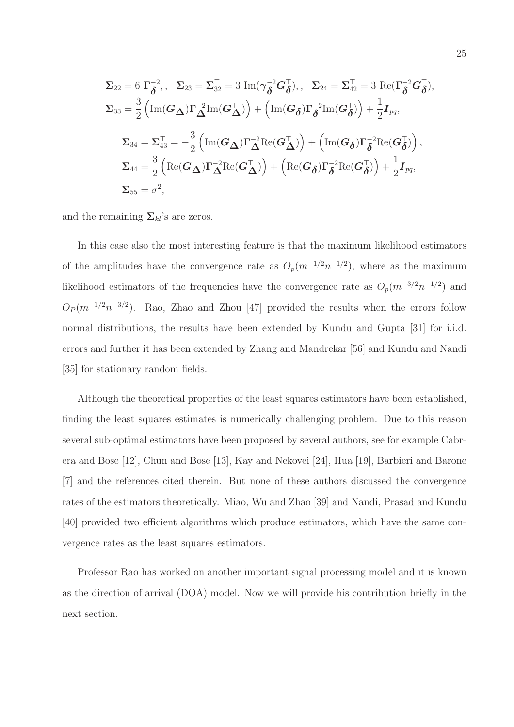$$\boldsymbol{\Sigma}_{22} = 6\ \boldsymbol{\Gamma}_{\boldsymbol{\delta}}^{-2},, \quad \boldsymbol{\Sigma}_{23} = \boldsymbol{\Sigma}_{32}^{\top} = 3\ \mathrm{Im}(\boldsymbol{\gamma}_{\boldsymbol{\delta}}^{-2}\boldsymbol{G}_{\boldsymbol{\delta}}^{\top}),, \quad \boldsymbol{\Sigma}_{24} = \boldsymbol{\Sigma}_{42}^{\top} = 3\ \mathrm{Re}(\boldsymbol{\Gamma}_{\boldsymbol{\delta}}^{-2}\boldsymbol{G}_{\boldsymbol{\delta}}^{\top}),$$

$$\boldsymbol{\Sigma}_{33} = \frac{3}{2}\left(\mathrm{Im}(\boldsymbol{G}_{\boldsymbol{\Delta}})\boldsymbol{\Gamma}_{\boldsymbol{\Delta}}^{-2}\mathrm{Im}(\boldsymbol{G}_{\boldsymbol{\Delta}}^{\top})\right) + \left(\mathrm{Im}(\boldsymbol{G}_{\boldsymbol{\delta}})\boldsymbol{\Gamma}_{\boldsymbol{\delta}}^{-2}\mathrm{Im}(\boldsymbol{G}_{\boldsymbol{\delta}}^{\top})\right) + \frac{1}{2}\boldsymbol{I}_{pq},$$

$$\boldsymbol{\Sigma}_{34} = \boldsymbol{\Sigma}_{43}^{\top} = -\frac{3}{2}\left(\mathrm{Im}(\boldsymbol{G}_{\boldsymbol{\Delta}})\boldsymbol{\Gamma}_{\boldsymbol{\Delta}}^{-2}\mathrm{Re}(\boldsymbol{G}_{\boldsymbol{\Delta}}^{\top})\right) + \left(\mathrm{Im}(\boldsymbol{G}_{\boldsymbol{\delta}})\boldsymbol{\Gamma}_{\boldsymbol{\delta}}^{-2}\mathrm{Re}(\boldsymbol{G}_{\boldsymbol{\delta}}^{\top})\right),$$

$$\boldsymbol{\Sigma}_{44} = \frac{3}{2}\left(\mathrm{Re}(\boldsymbol{G}_{\boldsymbol{\Delta}})\boldsymbol{\Gamma}_{\boldsymbol{\Delta}}^{-2}\mathrm{Re}(\boldsymbol{G}_{\boldsymbol{\Delta}}^{\top})\right) + \left(\mathrm{Re}(\boldsymbol{G}_{\boldsymbol{\delta}})\boldsymbol{\Gamma}_{\boldsymbol{\delta}}^{-2}\mathrm{Re}(\boldsymbol{G}_{\boldsymbol{\delta}}^{\top})\right) + \frac{1}{2}\boldsymbol{I}_{pq},$$

$$\boldsymbol{\Sigma}_{55} = \sigma^2,$$

and the remaining $\boldsymbol{\Sigma}_{kl}$'s are zeros.

In this case also the most interesting feature is that the maximum likelihood estimators of the amplitudes have the convergence rate as $O_p(m^{-1/2}n^{-1/2})$, where as the maximum likelihood estimators of the frequencies have the convergence rate as $O_p(m^{-3/2}n^{-1/2})$ and $O_P(m^{-1/2}n^{-3/2})$. Rao, Zhao and Zhou [47] provided the results when the errors follow normal distributions, the results have been extended by Kundu and Gupta [31] for i.i.d. errors and further it has been extended by Zhang and Mandrekar [56] and Kundu and Nandi [35] for stationary random fields.

Although the theoretical properties of the least squares estimators have been established, finding the least squares estimates is numerically challenging problem. Due to this reason several sub-optimal estimators have been proposed by several authors, see for example Cabrera and Bose [12], Chun and Bose [13], Kay and Nekovei [24], Hua [19], Barbieri and Barone [7] and the references cited therein. But none of these authors discussed the convergence rates of the estimators theoretically. Miao, Wu and Zhao [39] and Nandi, Prasad and Kundu [40] provided two efficient algorithms which produce estimators, which have the same convergence rates as the least squares estimators.

Professor Rao has worked on another important signal processing model and it is known as the direction of arrival (DOA) model. Now we will provide his contribution briefly in the next section.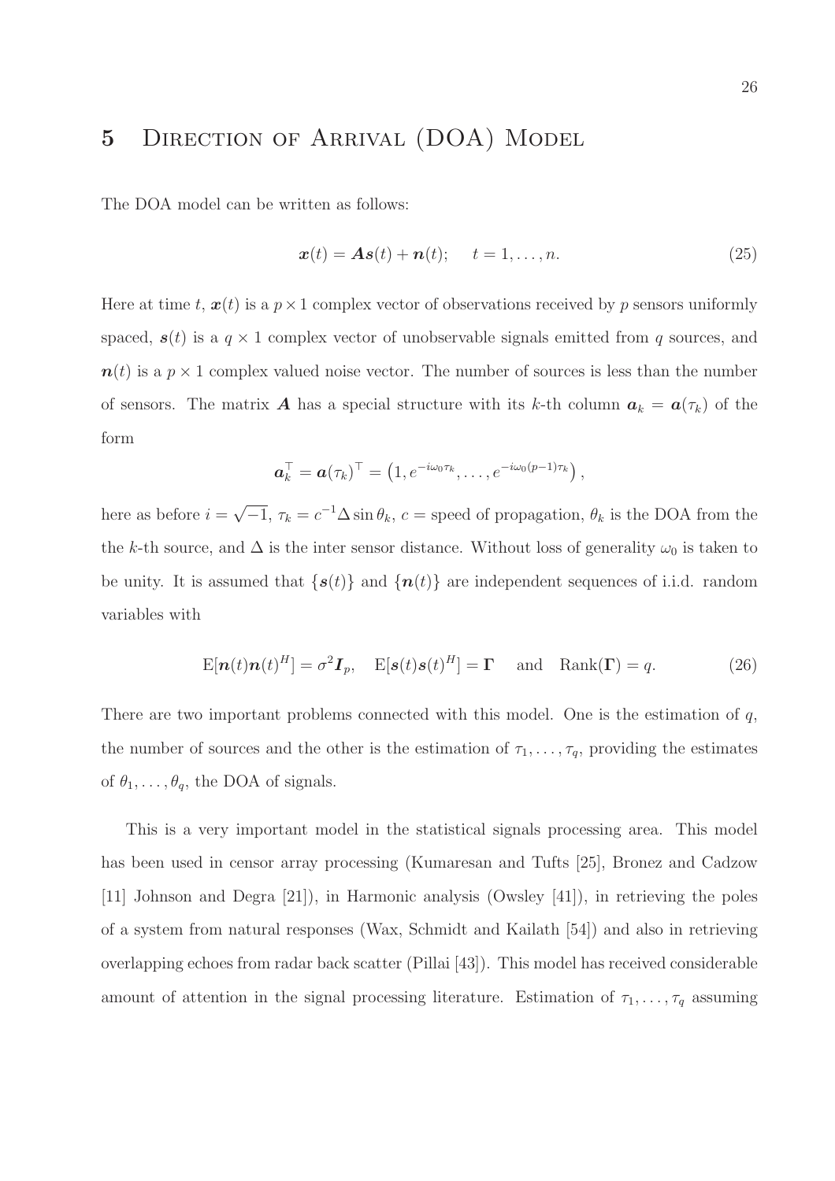# 5 Direction of Arrival (DOA) Model

The DOA model can be written as follows:

$$\boldsymbol{x}(t) = \boldsymbol{A}\boldsymbol{s}(t) + \boldsymbol{n}(t); \quad t = 1, \ldots, n. \tag{25}$$

Here at time $t$, $\boldsymbol{x}(t)$ is a $p \times 1$ complex vector of observations received by $p$ sensors uniformly spaced, $\boldsymbol{s}(t)$ is a $q \times 1$ complex vector of unobservable signals emitted from $q$ sources, and $\boldsymbol{n}(t)$ is a $p \times 1$ complex valued noise vector. The number of sources is less than the number of sensors. The matrix $\boldsymbol{A}$ has a special structure with its $k$-th column $\boldsymbol{a}_k = \boldsymbol{a}(\tau_k)$ of the form

$$\boldsymbol{a}_k^\top = \boldsymbol{a}(\tau_k)^\top = \left(1, e^{-i\omega_0\tau_k}, \ldots, e^{-i\omega_0(p-1)\tau_k}\right),$$

here as before $i = \sqrt{-1}$, $\tau_k = c^{-1}\Delta \sin\theta_k$, $c =$ speed of propagation, $\theta_k$ is the DOA from the the $k$-th source, and $\Delta$ is the inter sensor distance. Without loss of generality $\omega_0$ is taken to be unity. It is assumed that $\{\boldsymbol{s}(t)\}$ and $\{\boldsymbol{n}(t)\}$ are independent sequences of i.i.d. random variables with

$$\mathrm{E}[\boldsymbol{n}(t)\boldsymbol{n}(t)^H] = \sigma^2 \boldsymbol{I}_p, \quad \mathrm{E}[\boldsymbol{s}(t)\boldsymbol{s}(t)^H] = \boldsymbol{\Gamma} \quad \text{and} \quad \mathrm{Rank}(\boldsymbol{\Gamma}) = q. \tag{26}$$

There are two important problems connected with this model. One is the estimation of $q$, the number of sources and the other is the estimation of $\tau_1, \ldots, \tau_q$, providing the estimates of $\theta_1, \ldots, \theta_q$, the DOA of signals.

This is a very important model in the statistical signals processing area. This model has been used in censor array processing (Kumaresan and Tufts [25], Bronez and Cadzow [11] Johnson and Degra [21]), in Harmonic analysis (Owsley [41]), in retrieving the poles of a system from natural responses (Wax, Schmidt and Kailath [54]) and also in retrieving overlapping echoes from radar back scatter (Pillai [43]). This model has received considerable amount of attention in the signal processing literature. Estimation of $\tau_1, \ldots, \tau_q$ assuming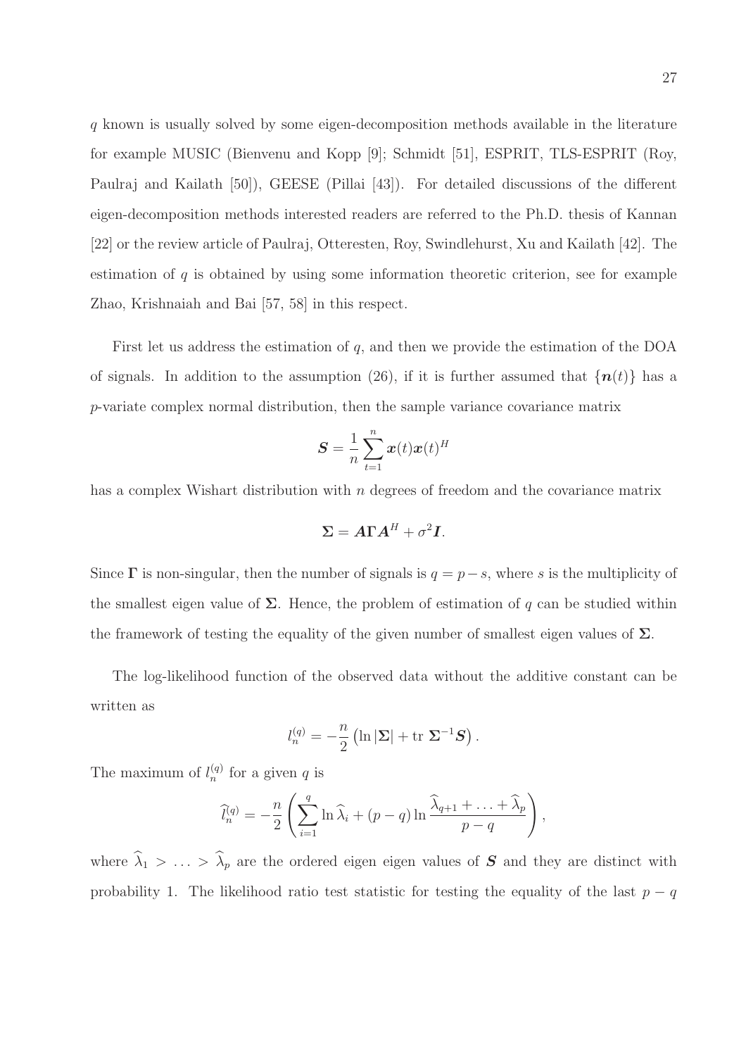$q$ known is usually solved by some eigen-decomposition methods available in the literature for example MUSIC (Bienvenu and Kopp [9]; Schmidt [51], ESPRIT, TLS-ESPRIT (Roy, Paulraj and Kailath [50]), GEESE (Pillai [43]). For detailed discussions of the different eigen-decomposition methods interested readers are referred to the Ph.D. thesis of Kannan [22] or the review article of Paulraj, Otteresten, Roy, Swindlehurst, Xu and Kailath [42]. The estimation of $q$ is obtained by using some information theoretic criterion, see for example Zhao, Krishnaiah and Bai [57, 58] in this respect.

First let us address the estimation of $q$, and then we provide the estimation of the DOA of signals. In addition to the assumption (26), if it is further assumed that $\{\boldsymbol{n}(t)\}$ has a $p$-variate complex normal distribution, then the sample variance covariance matrix

$$\boldsymbol{S} = \frac{1}{n}\sum_{t=1}^{n} \boldsymbol{x}(t)\boldsymbol{x}(t)^H$$

has a complex Wishart distribution with $n$ degrees of freedom and the covariance matrix

$$\boldsymbol{\Sigma} = \boldsymbol{A}\boldsymbol{\Gamma}\boldsymbol{A}^H + \sigma^2 \boldsymbol{I}.$$

Since $\boldsymbol{\Gamma}$ is non-singular, then the number of signals is $q = p - s$, where $s$ is the multiplicity of the smallest eigen value of $\boldsymbol{\Sigma}$. Hence, the problem of estimation of $q$ can be studied within the framework of testing the equality of the given number of smallest eigen values of $\boldsymbol{\Sigma}$.

The log-likelihood function of the observed data without the additive constant can be written as

$$l_n^{(q)} = -\frac{n}{2}\left(\ln|\boldsymbol{\Sigma}| + \text{tr } \boldsymbol{\Sigma}^{-1}\boldsymbol{S}\right).$$

The maximum of $l_n^{(q)}$ for a given $q$ is

$$\widehat{l}_n^{(q)} = -\frac{n}{2}\left(\sum_{i=1}^{q} \ln \widehat{\lambda}_i + (p-q)\ln \frac{\widehat{\lambda}_{q+1} + \ldots + \widehat{\lambda}_p}{p-q}\right),$$

where $\widehat{\lambda}_1 > \ldots > \widehat{\lambda}_p$ are the ordered eigen eigen values of $\boldsymbol{S}$ and they are distinct with probability 1. The likelihood ratio test statistic for testing the equality of the last $p - q$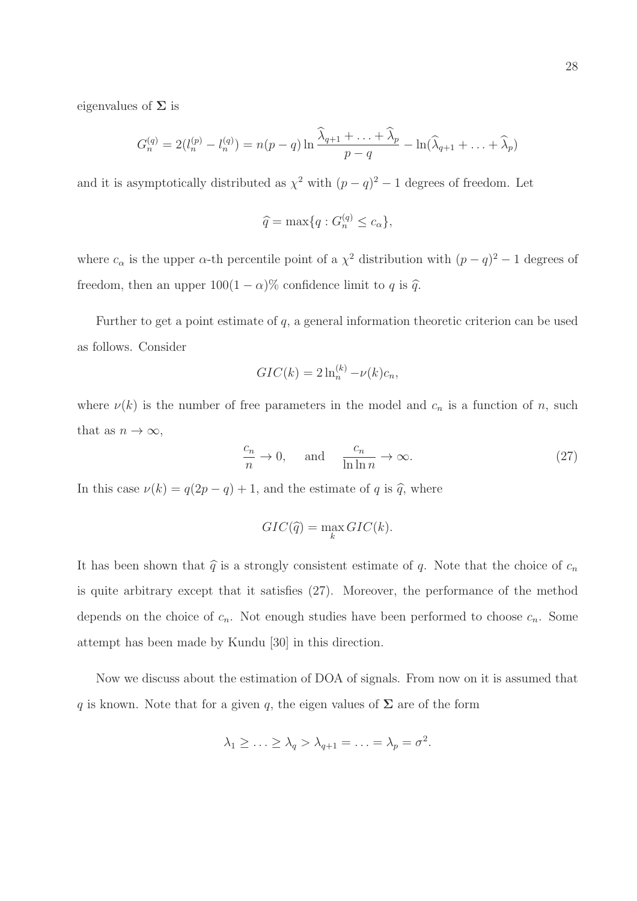eigenvalues of $\mathbf{\Sigma}$ is

$$G_n^{(q)} = 2(l_n^{(p)} - l_n^{(q)}) = n(p-q)\ln\frac{\widehat{\lambda}_{q+1} + \ldots + \widehat{\lambda}_p}{p-q} - \ln(\widehat{\lambda}_{q+1} + \ldots + \widehat{\lambda}_p)$$

and it is asymptotically distributed as $\chi^2$ with $(p-q)^2 - 1$ degrees of freedom. Let

$$\widehat{q} = \max\{q : G_n^{(q)} \leq c_\alpha\},$$

where $c_\alpha$ is the upper $\alpha$-th percentile point of a $\chi^2$ distribution with $(p-q)^2 - 1$ degrees of freedom, then an upper $100(1-\alpha)\%$ confidence limit to $q$ is $\widehat{q}$.

Further to get a point estimate of $q$, a general information theoretic criterion can be used as follows. Consider

$$GIC(k) = 2\ln_n^{(k)} - \nu(k)c_n,$$

where $\nu(k)$ is the number of free parameters in the model and $c_n$ is a function of $n$, such that as $n \to \infty$,

$$\frac{c_n}{n} \to 0, \quad \text{and} \quad \frac{c_n}{\ln\ln n} \to \infty. \tag{27}$$

In this case $\nu(k) = q(2p-q)+1$, and the estimate of $q$ is $\widehat{q}$, where

$$GIC(\widehat{q}) = \max_k GIC(k).$$

It has been shown that $\widehat{q}$ is a strongly consistent estimate of $q$. Note that the choice of $c_n$ is quite arbitrary except that it satisfies (27). Moreover, the performance of the method depends on the choice of $c_n$. Not enough studies have been performed to choose $c_n$. Some attempt has been made by Kundu [30] in this direction.

Now we discuss about the estimation of DOA of signals. From now on it is assumed that $q$ is known. Note that for a given $q$, the eigen values of $\mathbf{\Sigma}$ are of the form

$$\lambda_1 \geq \ldots \geq \lambda_q > \lambda_{q+1} = \ldots = \lambda_p = \sigma^2.$$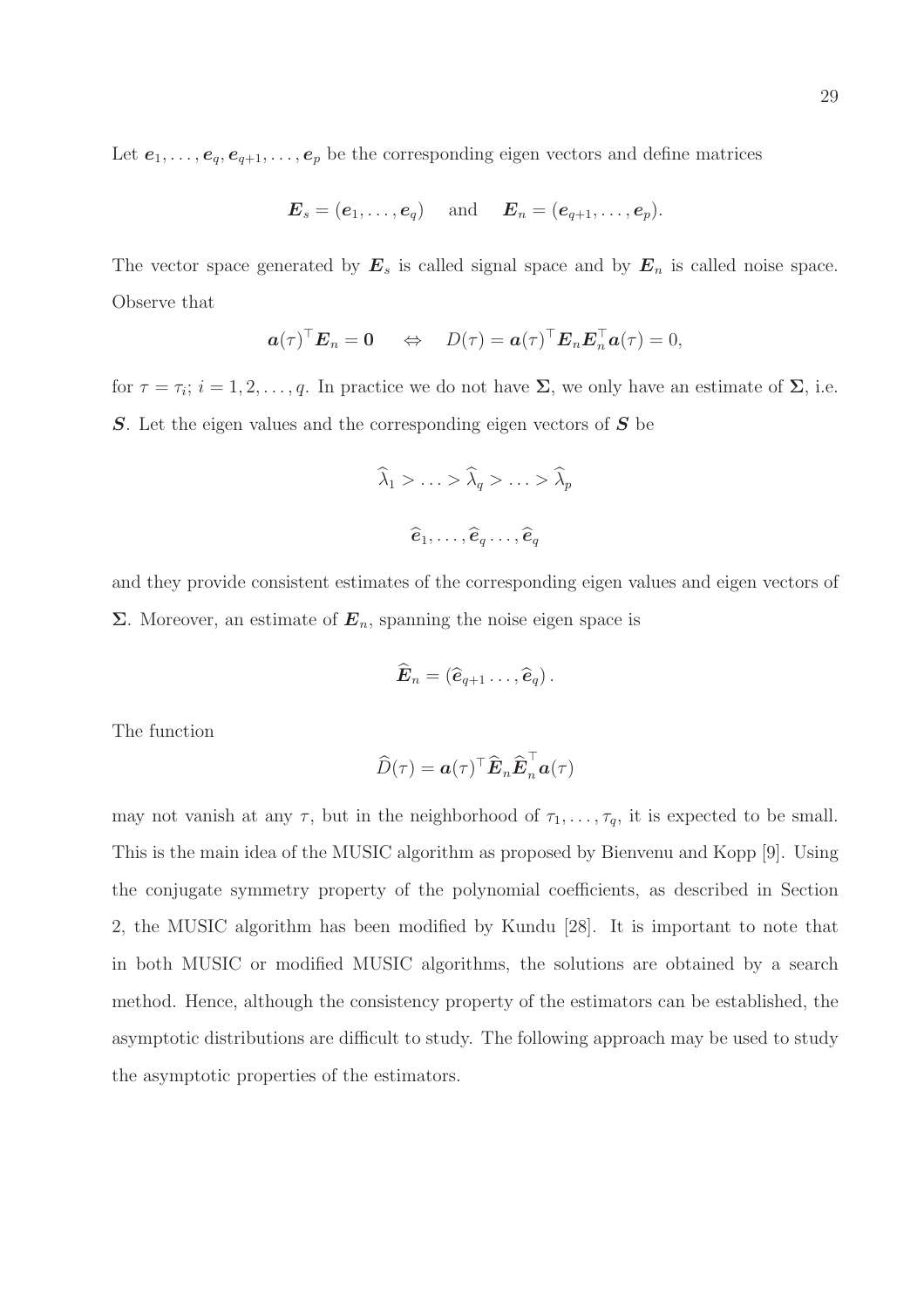Let $\boldsymbol{e}_1, \ldots, \boldsymbol{e}_q, \boldsymbol{e}_{q+1}, \ldots, \boldsymbol{e}_p$ be the corresponding eigen vectors and define matrices

$$\boldsymbol{E}_s = (\boldsymbol{e}_1, \ldots, \boldsymbol{e}_q) \quad \text{and} \quad \boldsymbol{E}_n = (\boldsymbol{e}_{q+1}, \ldots, \boldsymbol{e}_p).$$

The vector space generated by $\boldsymbol{E}_s$ is called signal space and by $\boldsymbol{E}_n$ is called noise space. Observe that

$$\boldsymbol{a}(\tau)^\top \boldsymbol{E}_n = \boldsymbol{0} \quad \Leftrightarrow \quad D(\tau) = \boldsymbol{a}(\tau)^\top \boldsymbol{E}_n \boldsymbol{E}_n^\top \boldsymbol{a}(\tau) = 0,$$

for $\tau = \tau_i$; $i = 1, 2, \ldots, q$. In practice we do not have $\boldsymbol{\Sigma}$, we only have an estimate of $\boldsymbol{\Sigma}$, i.e. $\boldsymbol{S}$. Let the eigen values and the corresponding eigen vectors of $\boldsymbol{S}$ be

$$\widehat{\lambda}_1 > \ldots > \widehat{\lambda}_q > \ldots > \widehat{\lambda}_p$$

$$\widehat{\boldsymbol{e}}_1, \ldots, \widehat{\boldsymbol{e}}_q \ldots, \widehat{\boldsymbol{e}}_q$$

and they provide consistent estimates of the corresponding eigen values and eigen vectors of $\boldsymbol{\Sigma}$. Moreover, an estimate of $\boldsymbol{E}_n$, spanning the noise eigen space is

$$\widehat{\boldsymbol{E}}_n = (\widehat{\boldsymbol{e}}_{q+1} \ldots, \widehat{\boldsymbol{e}}_q).$$

The function

$$\widehat{D}(\tau) = \boldsymbol{a}(\tau)^\top \widehat{\boldsymbol{E}}_n \widehat{\boldsymbol{E}}_n^\top \boldsymbol{a}(\tau)$$

may not vanish at any $\tau$, but in the neighborhood of $\tau_1, \ldots, \tau_q$, it is expected to be small. This is the main idea of the MUSIC algorithm as proposed by Bienvenu and Kopp [9]. Using the conjugate symmetry property of the polynomial coefficients, as described in Section 2, the MUSIC algorithm has been modified by Kundu [28]. It is important to note that in both MUSIC or modified MUSIC algorithms, the solutions are obtained by a search method. Hence, although the consistency property of the estimators can be established, the asymptotic distributions are difficult to study. The following approach may be used to study the asymptotic properties of the estimators.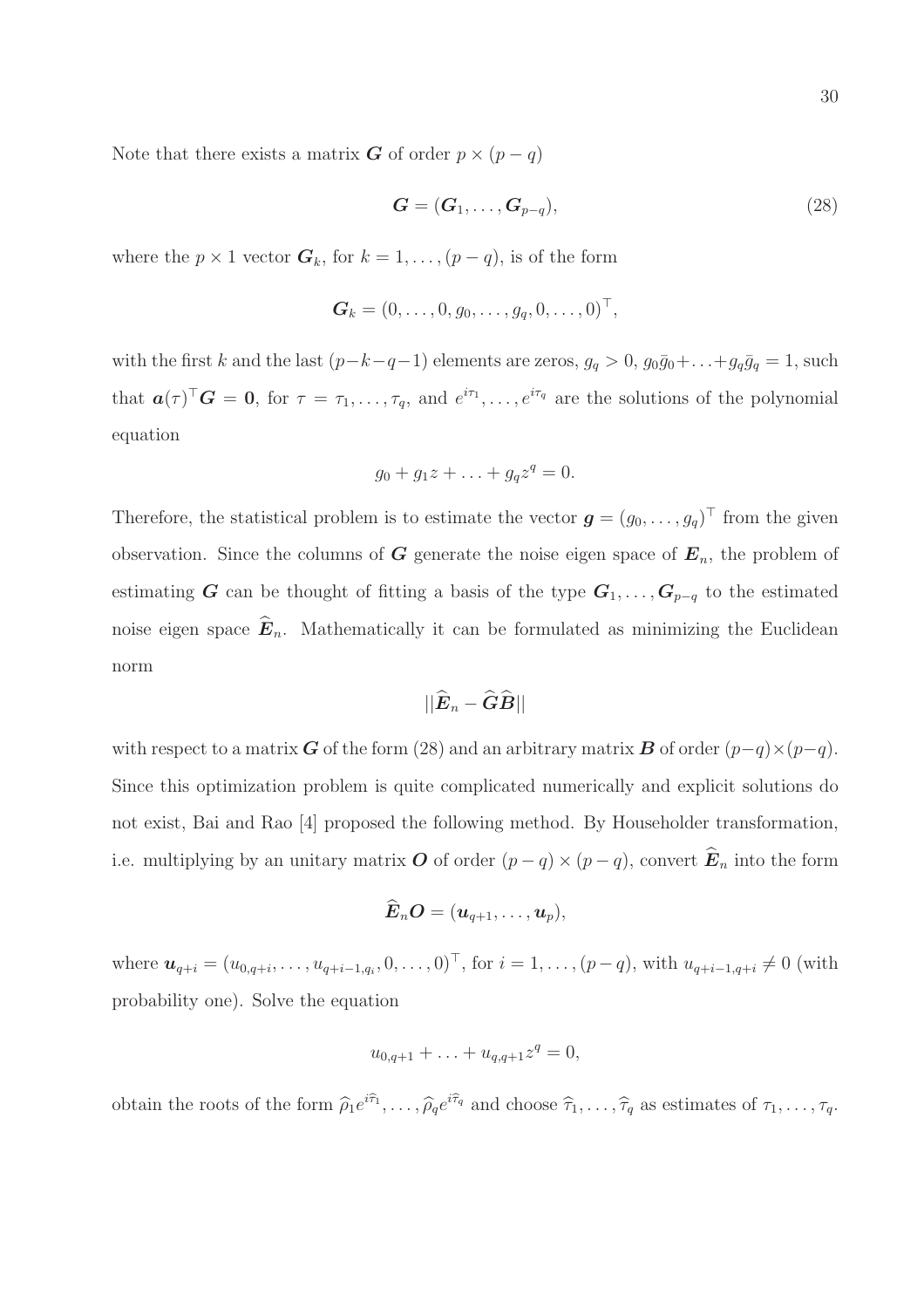Note that there exists a matrix $\boldsymbol{G}$ of order $p \times (p-q)$

$$\boldsymbol{G} = (\boldsymbol{G}_1, \ldots, \boldsymbol{G}_{p-q}), \tag{28}$$

where the $p \times 1$ vector $\boldsymbol{G}_k$, for $k = 1, \ldots, (p-q)$, is of the form

$$\boldsymbol{G}_k = (0, \ldots, 0, g_0, \ldots, g_q, 0, \ldots, 0)^\top,$$

with the first $k$ and the last $(p-k-q-1)$ elements are zeros, $g_q > 0$, $g_0\bar{g}_0 + \ldots + g_q\bar{g}_q = 1$, such that $\boldsymbol{a}(\tau)^\top \boldsymbol{G} = \boldsymbol{0}$, for $\tau = \tau_1, \ldots, \tau_q$, and $e^{i\tau_1}, \ldots, e^{i\tau_q}$ are the solutions of the polynomial equation

$$g_0 + g_1 z + \ldots + g_q z^q = 0.$$

Therefore, the statistical problem is to estimate the vector $\boldsymbol{g} = (g_0, \ldots, g_q)^\top$ from the given observation. Since the columns of $\boldsymbol{G}$ generate the noise eigen space of $\boldsymbol{E}_n$, the problem of estimating $\boldsymbol{G}$ can be thought of fitting a basis of the type $\boldsymbol{G}_1, \ldots, \boldsymbol{G}_{p-q}$ to the estimated noise eigen space $\widehat{\boldsymbol{E}}_n$. Mathematically it can be formulated as minimizing the Euclidean norm

$$||\widehat{\boldsymbol{E}}_n - \widehat{\boldsymbol{G}}\widehat{\boldsymbol{B}}||$$

with respect to a matrix $\boldsymbol{G}$ of the form (28) and an arbitrary matrix $\boldsymbol{B}$ of order $(p-q) \times (p-q)$. Since this optimization problem is quite complicated numerically and explicit solutions do not exist, Bai and Rao [4] proposed the following method. By Householder transformation, i.e. multiplying by an unitary matrix $\boldsymbol{O}$ of order $(p-q) \times (p-q)$, convert $\widehat{\boldsymbol{E}}_n$ into the form

$$\widehat{\boldsymbol{E}}_n \boldsymbol{O} = (\boldsymbol{u}_{q+1}, \ldots, \boldsymbol{u}_p),$$

where $\boldsymbol{u}_{q+i} = (u_{0,q+i}, \ldots, u_{q+i-1,q_i}, 0, \ldots, 0)^\top$, for $i = 1, \ldots, (p-q)$, with $u_{q+i-1,q+i} \neq 0$ (with probability one). Solve the equation

$$u_{0,q+1} + \ldots + u_{q,q+1} z^q = 0,$$

obtain the roots of the form $\widehat{\rho}_1 e^{i\widehat{\tau}_1}, \ldots, \widehat{\rho}_q e^{i\widehat{\tau}_q}$ and choose $\widehat{\tau}_1, \ldots, \widehat{\tau}_q$ as estimates of $\tau_1, \ldots, \tau_q$.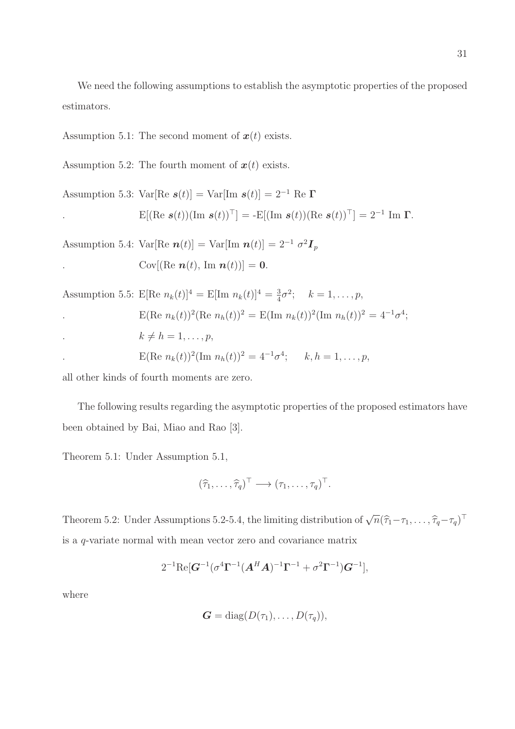We need the following assumptions to establish the asymptotic properties of the proposed estimators.

Assumption 5.1: The second moment of $\boldsymbol{x}(t)$ exists.

Assumption 5.2: The fourth moment of $\boldsymbol{x}(t)$ exists.

Assumption 5.3: $\text{Var}[\text{Re } \boldsymbol{s}(t)] = \text{Var}[\text{Im } \boldsymbol{s}(t)] = 2^{-1} \text{ Re } \boldsymbol{\Gamma}$

. $\text{E}[(\text{Re } \boldsymbol{s}(t))(\text{Im } \boldsymbol{s}(t))^\top] = \text{-E}[(\text{Im } \boldsymbol{s}(t))(\text{Re } \boldsymbol{s}(t))^\top] = 2^{-1} \text{ Im } \boldsymbol{\Gamma}$.

Assumption 5.4: $\text{Var}[\text{Re } \boldsymbol{n}(t)] = \text{Var}[\text{Im } \boldsymbol{n}(t)] = 2^{-1}\ \sigma^2 \boldsymbol{I}_p$

. $\text{Cov}[(\text{Re } \boldsymbol{n}(t),\ \text{Im } \boldsymbol{n}(t))] = \boldsymbol{0}$.

Assumption 5.5: $\text{E}[\text{Re } n_k(t)]^4 = \text{E}[\text{Im } n_k(t)]^4 = \frac{3}{4}\sigma^2; \quad k = 1, \ldots, p,$

. $\text{E}(\text{Re } n_k(t))^2(\text{Re } n_h(t))^2 = \text{E}(\text{Im } n_k(t))^2(\text{Im } n_h(t))^2 = 4^{-1}\sigma^4;$

. $k \neq h = 1, \ldots, p,$

. $\text{E}(\text{Re } n_k(t))^2(\text{Im } n_h(t))^2 = 4^{-1}\sigma^4; \quad k, h = 1, \ldots, p,$

all other kinds of fourth moments are zero.

The following results regarding the asymptotic properties of the proposed estimators have been obtained by Bai, Miao and Rao [3].

Theorem 5.1: Under Assumption 5.1,

$$(\widehat{\tau}_1, \ldots, \widehat{\tau}_q)^\top \longrightarrow (\tau_1, \ldots, \tau_q)^\top.$$

Theorem 5.2: Under Assumptions 5.2-5.4, the limiting distribution of $\sqrt{n}(\widehat{\tau}_1 - \tau_1, \ldots, \widehat{\tau}_q - \tau_q)^\top$ is a $q$-variate normal with mean vector zero and covariance matrix

$$2^{-1}\text{Re}[\boldsymbol{G}^{-1}(\sigma^4\boldsymbol{\Gamma}^{-1}(\boldsymbol{A}^H\boldsymbol{A})^{-1}\boldsymbol{\Gamma}^{-1} + \sigma^2\boldsymbol{\Gamma}^{-1})\boldsymbol{G}^{-1}],$$

where

$$\boldsymbol{G} = \text{diag}(D(\tau_1), \ldots, D(\tau_q)),$$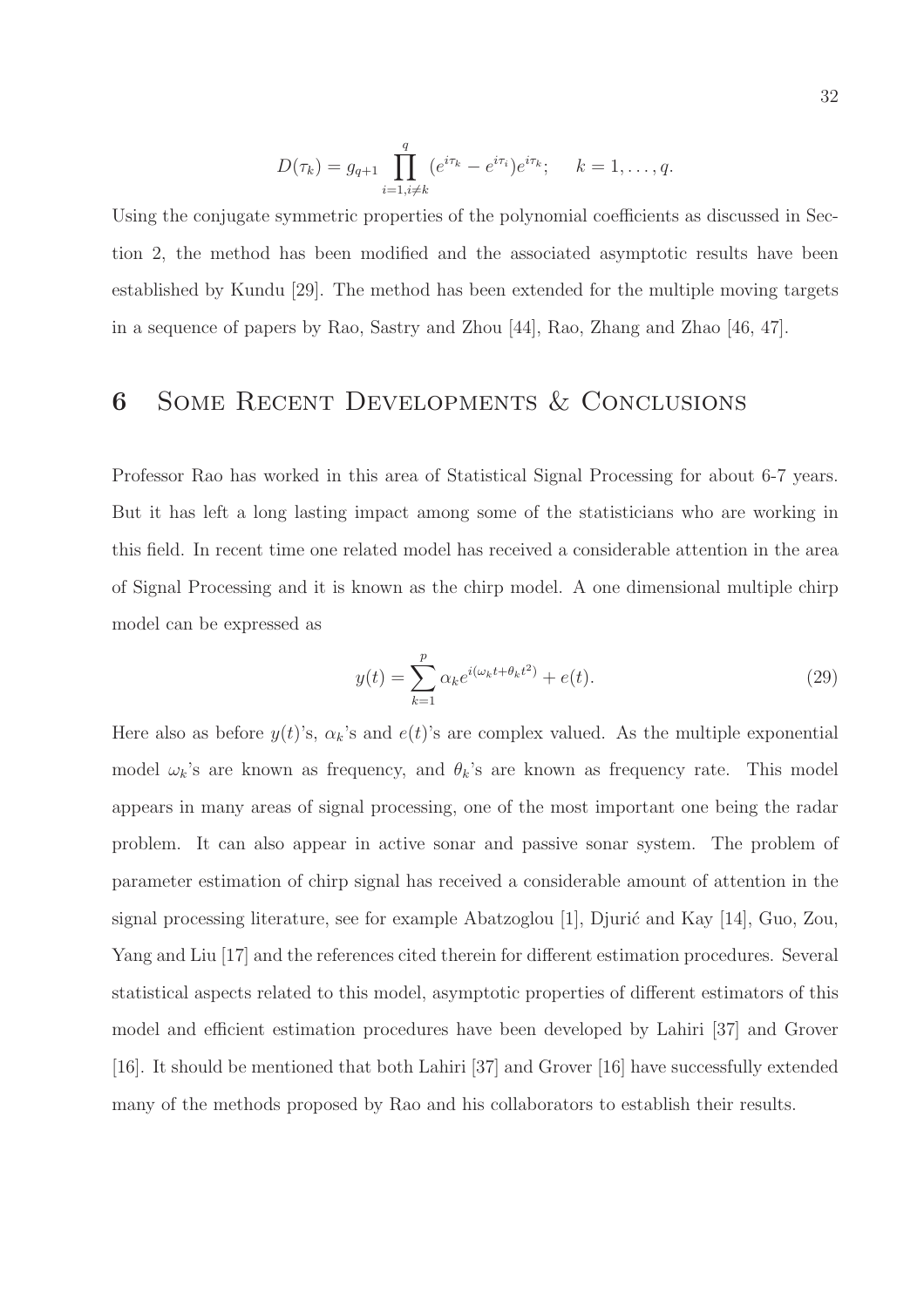$$D(\tau_k) = g_{q+1} \prod_{i=1, i \neq k}^{q} (e^{i\tau_k} - e^{i\tau_i}) e^{i\tau_k}; \quad k = 1, \ldots, q.$$

Using the conjugate symmetric properties of the polynomial coefficients as discussed in Section 2, the method has been modified and the associated asymptotic results have been established by Kundu [29]. The method has been extended for the multiple moving targets in a sequence of papers by Rao, Sastry and Zhou [44], Rao, Zhang and Zhao [46, 47].

# 6 Some Recent Developments & Conclusions

Professor Rao has worked in this area of Statistical Signal Processing for about 6-7 years. But it has left a long lasting impact among some of the statisticians who are working in this field. In recent time one related model has received a considerable attention in the area of Signal Processing and it is known as the chirp model. A one dimensional multiple chirp model can be expressed as

$$y(t) = \sum_{k=1}^{p} \alpha_k e^{i(\omega_k t + \theta_k t^2)} + e(t). \tag{29}$$

Here also as before $y(t)$'s, $\alpha_k$'s and $e(t)$'s are complex valued. As the multiple exponential model $\omega_k$'s are known as frequency, and $\theta_k$'s are known as frequency rate. This model appears in many areas of signal processing, one of the most important one being the radar problem. It can also appear in active sonar and passive sonar system. The problem of parameter estimation of chirp signal has received a considerable amount of attention in the signal processing literature, see for example Abatzoglou [1], Djurić and Kay [14], Guo, Zou, Yang and Liu [17] and the references cited therein for different estimation procedures. Several statistical aspects related to this model, asymptotic properties of different estimators of this model and efficient estimation procedures have been developed by Lahiri [37] and Grover [16]. It should be mentioned that both Lahiri [37] and Grover [16] have successfully extended many of the methods proposed by Rao and his collaborators to establish their results.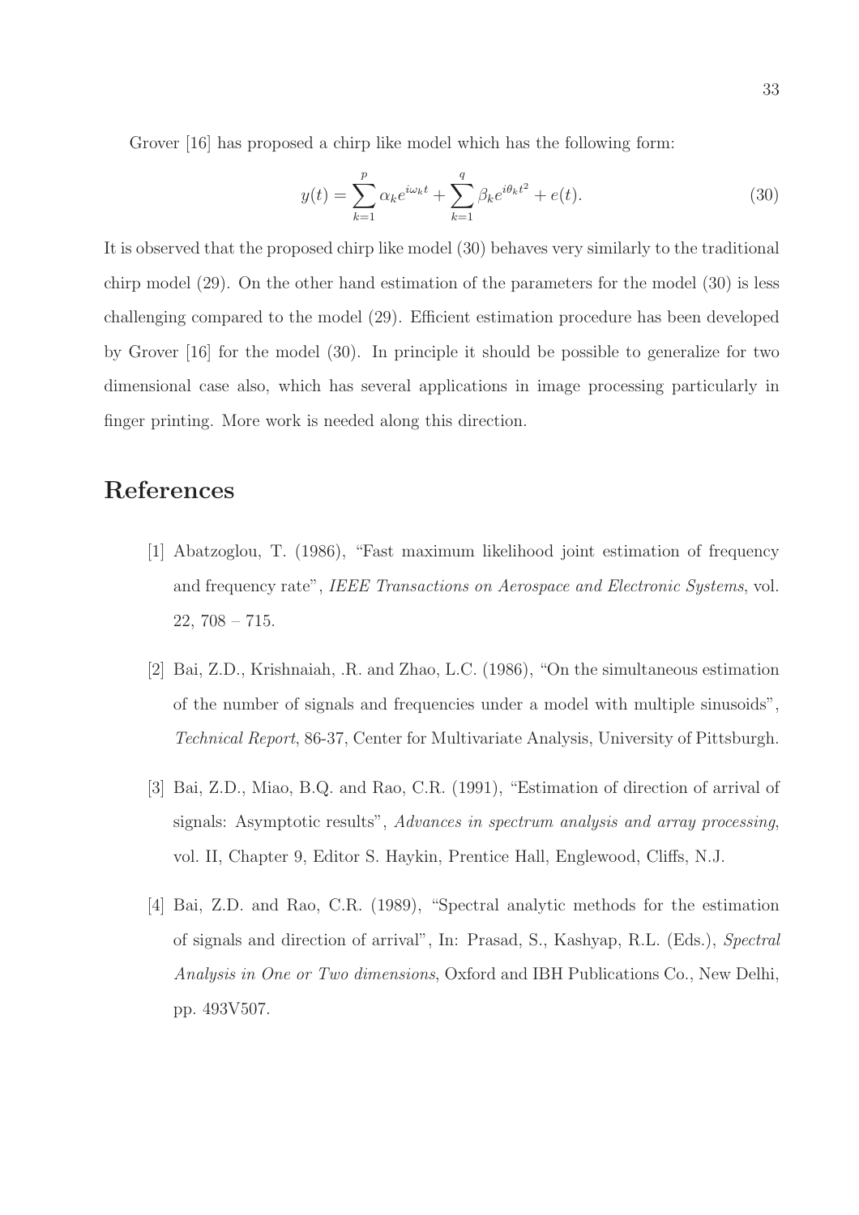Grover [16] has proposed a chirp like model which has the following form:

$$y(t) = \sum_{k=1}^{p} \alpha_k e^{i\omega_k t} + \sum_{k=1}^{q} \beta_k e^{i\theta_k t^2} + e(t). \tag{30}$$

It is observed that the proposed chirp like model (30) behaves very similarly to the traditional chirp model (29). On the other hand estimation of the parameters for the model (30) is less challenging compared to the model (29). Efficient estimation procedure has been developed by Grover [16] for the model (30). In principle it should be possible to generalize for two dimensional case also, which has several applications in image processing particularly in finger printing. More work is needed along this direction.

# References

[1] Abatzoglou, T. (1986), "Fast maximum likelihood joint estimation of frequency and frequency rate", *IEEE Transactions on Aerospace and Electronic Systems*, vol. 22, 708 – 715.

[2] Bai, Z.D., Krishnaiah, .R. and Zhao, L.C. (1986), "On the simultaneous estimation of the number of signals and frequencies under a model with multiple sinusoids", *Technical Report*, 86-37, Center for Multivariate Analysis, University of Pittsburgh.

[3] Bai, Z.D., Miao, B.Q. and Rao, C.R. (1991), "Estimation of direction of arrival of signals: Asymptotic results", *Advances in spectrum analysis and array processing*, vol. II, Chapter 9, Editor S. Haykin, Prentice Hall, Englewood, Cliffs, N.J.

[4] Bai, Z.D. and Rao, C.R. (1989), "Spectral analytic methods for the estimation of signals and direction of arrival", In: Prasad, S., Kashyap, R.L. (Eds.), *Spectral Analysis in One or Two dimensions*, Oxford and IBH Publications Co., New Delhi, pp. 493V507.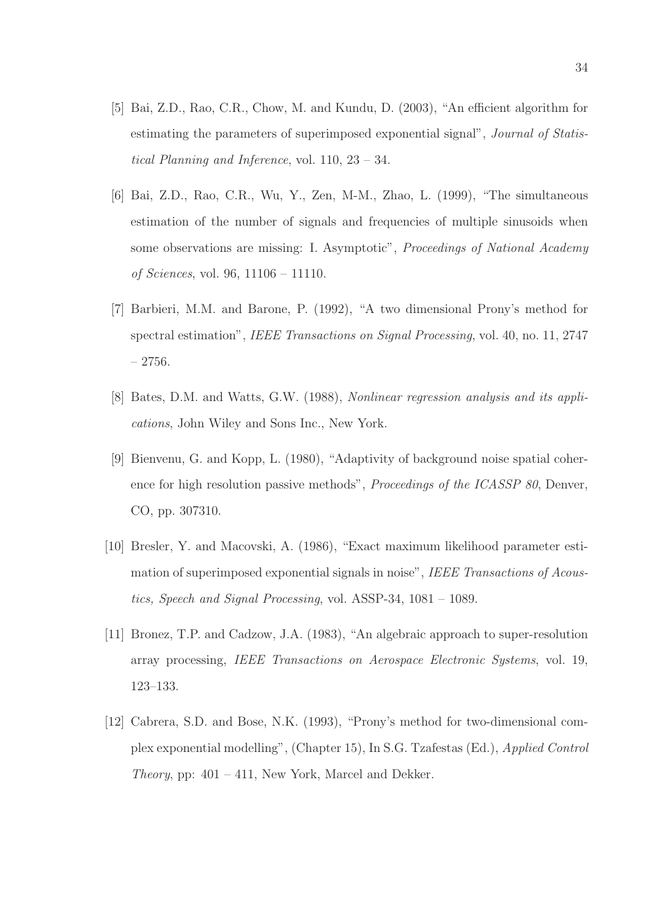[5] Bai, Z.D., Rao, C.R., Chow, M. and Kundu, D. (2003), "An efficient algorithm for estimating the parameters of superimposed exponential signal", *Journal of Statistical Planning and Inference*, vol. 110, 23 – 34.

[6] Bai, Z.D., Rao, C.R., Wu, Y., Zen, M-M., Zhao, L. (1999), "The simultaneous estimation of the number of signals and frequencies of multiple sinusoids when some observations are missing: I. Asymptotic", *Proceedings of National Academy of Sciences*, vol. 96, 11106 – 11110.

[7] Barbieri, M.M. and Barone, P. (1992), "A two dimensional Prony's method for spectral estimation", *IEEE Transactions on Signal Processing*, vol. 40, no. 11, 2747 – 2756.

[8] Bates, D.M. and Watts, G.W. (1988), *Nonlinear regression analysis and its applications*, John Wiley and Sons Inc., New York.

[9] Bienvenu, G. and Kopp, L. (1980), "Adaptivity of background noise spatial coherence for high resolution passive methods", *Proceedings of the ICASSP 80*, Denver, CO, pp. 307310.

[10] Bresler, Y. and Macovski, A. (1986), "Exact maximum likelihood parameter estimation of superimposed exponential signals in noise", *IEEE Transactions of Acoustics, Speech and Signal Processing*, vol. ASSP-34, 1081 – 1089.

[11] Bronez, T.P. and Cadzow, J.A. (1983), "An algebraic approach to super-resolution array processing, *IEEE Transactions on Aerospace Electronic Systems*, vol. 19, 123–133.

[12] Cabrera, S.D. and Bose, N.K. (1993), "Prony's method for two-dimensional complex exponential modelling", (Chapter 15), In S.G. Tzafestas (Ed.), *Applied Control Theory*, pp: 401 – 411, New York, Marcel and Dekker.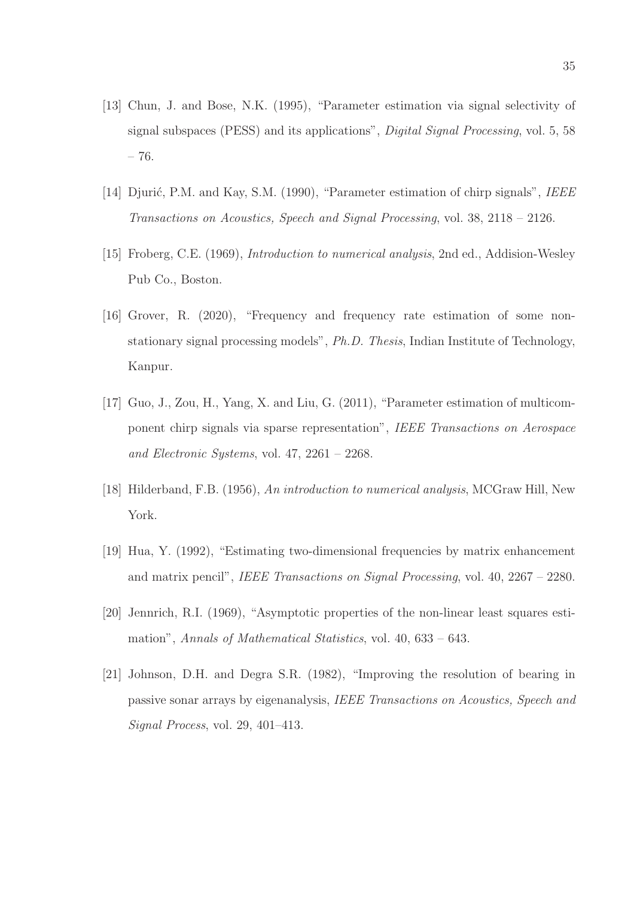[13] Chun, J. and Bose, N.K. (1995), "Parameter estimation via signal selectivity of signal subspaces (PESS) and its applications", *Digital Signal Processing*, vol. 5, 58 – 76.

[14] Djurić, P.M. and Kay, S.M. (1990), "Parameter estimation of chirp signals", *IEEE Transactions on Acoustics, Speech and Signal Processing*, vol. 38, 2118 – 2126.

[15] Froberg, C.E. (1969), *Introduction to numerical analysis*, 2nd ed., Addision-Wesley Pub Co., Boston.

[16] Grover, R. (2020), "Frequency and frequency rate estimation of some non-stationary signal processing models", *Ph.D. Thesis*, Indian Institute of Technology, Kanpur.

[17] Guo, J., Zou, H., Yang, X. and Liu, G. (2011), "Parameter estimation of multicomponent chirp signals via sparse representation", *IEEE Transactions on Aerospace and Electronic Systems*, vol. 47, 2261 – 2268.

[18] Hilderband, F.B. (1956), *An introduction to numerical analysis*, MCGraw Hill, New York.

[19] Hua, Y. (1992), "Estimating two-dimensional frequencies by matrix enhancement and matrix pencil", *IEEE Transactions on Signal Processing*, vol. 40, 2267 – 2280.

[20] Jennrich, R.I. (1969), "Asymptotic properties of the non-linear least squares estimation", *Annals of Mathematical Statistics*, vol. 40, 633 – 643.

[21] Johnson, D.H. and Degra S.R. (1982), "Improving the resolution of bearing in passive sonar arrays by eigenanalysis, *IEEE Transactions on Acoustics, Speech and Signal Process*, vol. 29, 401–413.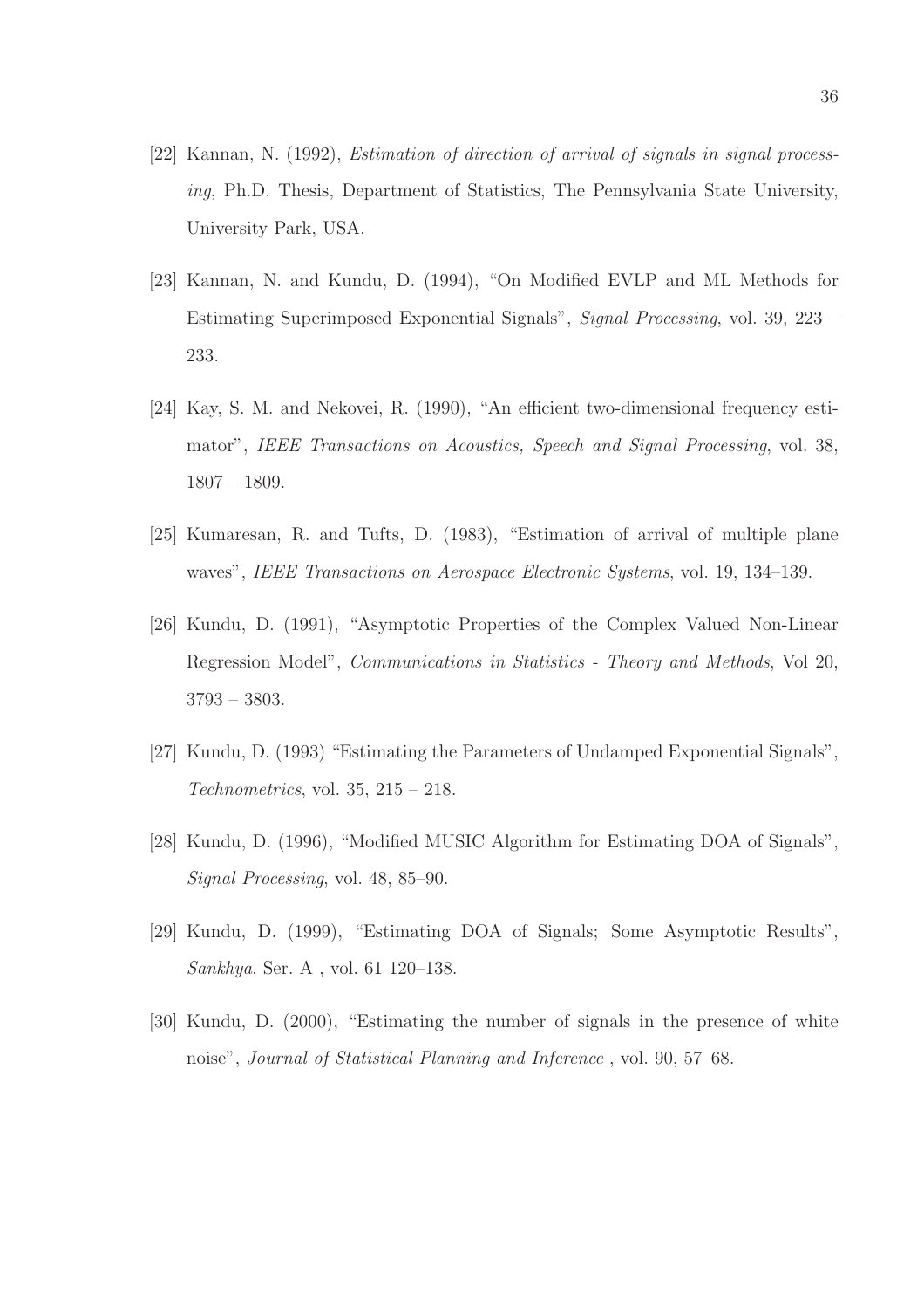[22] Kannan, N. (1992), *Estimation of direction of arrival of signals in signal processing*, Ph.D. Thesis, Department of Statistics, The Pennsylvania State University, University Park, USA.

[23] Kannan, N. and Kundu, D. (1994), "On Modified EVLP and ML Methods for Estimating Superimposed Exponential Signals", *Signal Processing*, vol. 39, 223 – 233.

[24] Kay, S. M. and Nekovei, R. (1990), "An efficient two-dimensional frequency estimator", *IEEE Transactions on Acoustics, Speech and Signal Processing*, vol. 38, 1807 – 1809.

[25] Kumaresan, R. and Tufts, D. (1983), "Estimation of arrival of multiple plane waves", *IEEE Transactions on Aerospace Electronic Systems*, vol. 19, 134–139.

[26] Kundu, D. (1991), "Asymptotic Properties of the Complex Valued Non-Linear Regression Model", *Communications in Statistics - Theory and Methods*, Vol 20, 3793 – 3803.

[27] Kundu, D. (1993) "Estimating the Parameters of Undamped Exponential Signals", *Technometrics*, vol. 35, 215 – 218.

[28] Kundu, D. (1996), "Modified MUSIC Algorithm for Estimating DOA of Signals", *Signal Processing*, vol. 48, 85–90.

[29] Kundu, D. (1999), "Estimating DOA of Signals; Some Asymptotic Results", *Sankhya*, Ser. A , vol. 61 120–138.

[30] Kundu, D. (2000), "Estimating the number of signals in the presence of white noise", *Journal of Statistical Planning and Inference* , vol. 90, 57–68.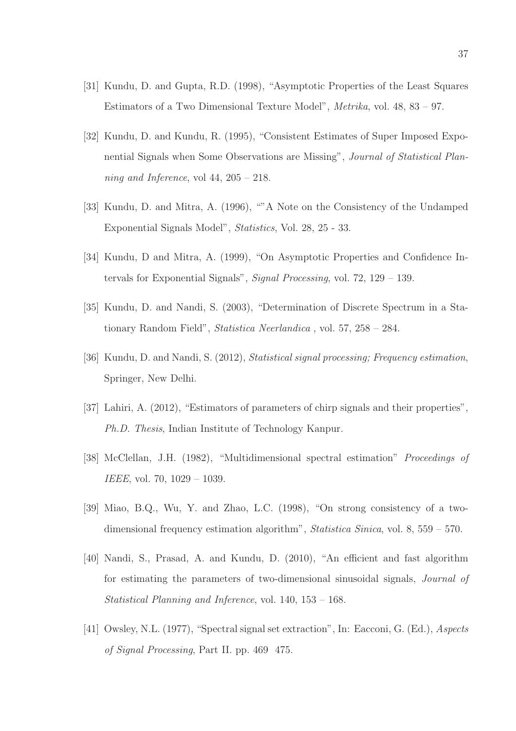[31] Kundu, D. and Gupta, R.D. (1998), "Asymptotic Properties of the Least Squares Estimators of a Two Dimensional Texture Model", *Metrika*, vol. 48, 83 – 97.

[32] Kundu, D. and Kundu, R. (1995), "Consistent Estimates of Super Imposed Exponential Signals when Some Observations are Missing", *Journal of Statistical Planning and Inference*, vol 44, 205 – 218.

[33] Kundu, D. and Mitra, A. (1996), ""A Note on the Consistency of the Undamped Exponential Signals Model", *Statistics*, Vol. 28, 25 - 33.

[34] Kundu, D and Mitra, A. (1999), "On Asymptotic Properties and Confidence Intervals for Exponential Signals", *Signal Processing*, vol. 72, 129 – 139.

[35] Kundu, D. and Nandi, S. (2003), "Determination of Discrete Spectrum in a Stationary Random Field", *Statistica Neerlandica* , vol. 57, 258 – 284.

[36] Kundu, D. and Nandi, S. (2012), *Statistical signal processing; Frequency estimation*, Springer, New Delhi.

[37] Lahiri, A. (2012), "Estimators of parameters of chirp signals and their properties", *Ph.D. Thesis*, Indian Institute of Technology Kanpur.

[38] McClellan, J.H. (1982), "Multidimensional spectral estimation" *Proceedings of IEEE*, vol. 70, 1029 – 1039.

[39] Miao, B.Q., Wu, Y. and Zhao, L.C. (1998), "On strong consistency of a two-dimensional frequency estimation algorithm", *Statistica Sinica*, vol. 8, 559 – 570.

[40] Nandi, S., Prasad, A. and Kundu, D. (2010), "An efficient and fast algorithm for estimating the parameters of two-dimensional sinusoidal signals, *Journal of Statistical Planning and Inference*, vol. 140, 153 – 168.

[41] Owsley, N.L. (1977), "Spectral signal set extraction", In: Eacconi, G. (Ed.), *Aspects of Signal Processing*, Part II. pp. 469 475.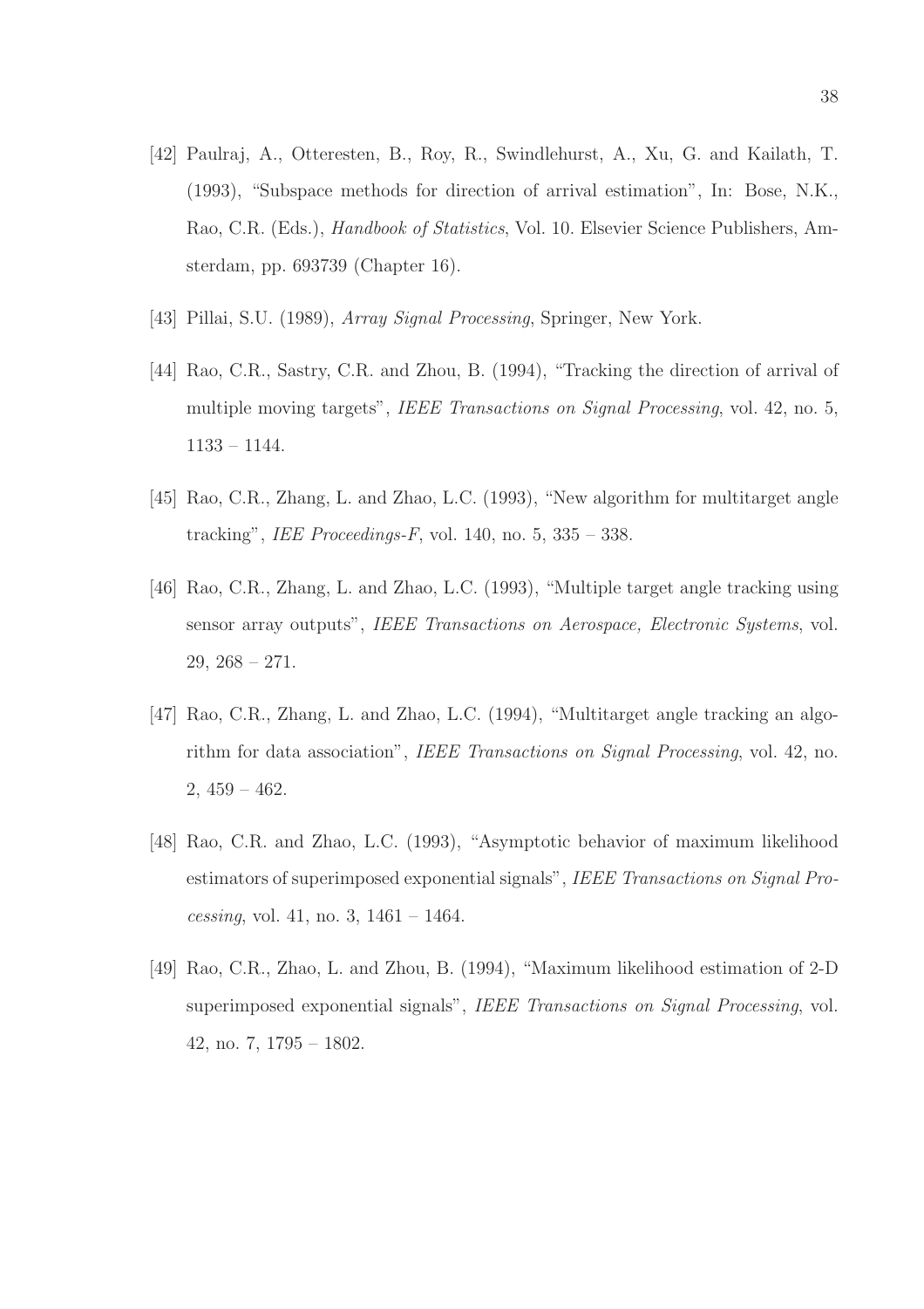[42] Paulraj, A., Otteresten, B., Roy, R., Swindlehurst, A., Xu, G. and Kailath, T. (1993), "Subspace methods for direction of arrival estimation", In: Bose, N.K., Rao, C.R. (Eds.), *Handbook of Statistics*, Vol. 10. Elsevier Science Publishers, Amsterdam, pp. 693739 (Chapter 16).

[43] Pillai, S.U. (1989), *Array Signal Processing*, Springer, New York.

[44] Rao, C.R., Sastry, C.R. and Zhou, B. (1994), "Tracking the direction of arrival of multiple moving targets", *IEEE Transactions on Signal Processing*, vol. 42, no. 5, 1133 – 1144.

[45] Rao, C.R., Zhang, L. and Zhao, L.C. (1993), "New algorithm for multitarget angle tracking", *IEE Proceedings-F*, vol. 140, no. 5, 335 – 338.

[46] Rao, C.R., Zhang, L. and Zhao, L.C. (1993), "Multiple target angle tracking using sensor array outputs", *IEEE Transactions on Aerospace, Electronic Systems*, vol. 29, 268 – 271.

[47] Rao, C.R., Zhang, L. and Zhao, L.C. (1994), "Multitarget angle tracking an algorithm for data association", *IEEE Transactions on Signal Processing*, vol. 42, no. 2, 459 – 462.

[48] Rao, C.R. and Zhao, L.C. (1993), "Asymptotic behavior of maximum likelihood estimators of superimposed exponential signals", *IEEE Transactions on Signal Processing*, vol. 41, no. 3, 1461 – 1464.

[49] Rao, C.R., Zhao, L. and Zhou, B. (1994), "Maximum likelihood estimation of 2-D superimposed exponential signals", *IEEE Transactions on Signal Processing*, vol. 42, no. 7, 1795 – 1802.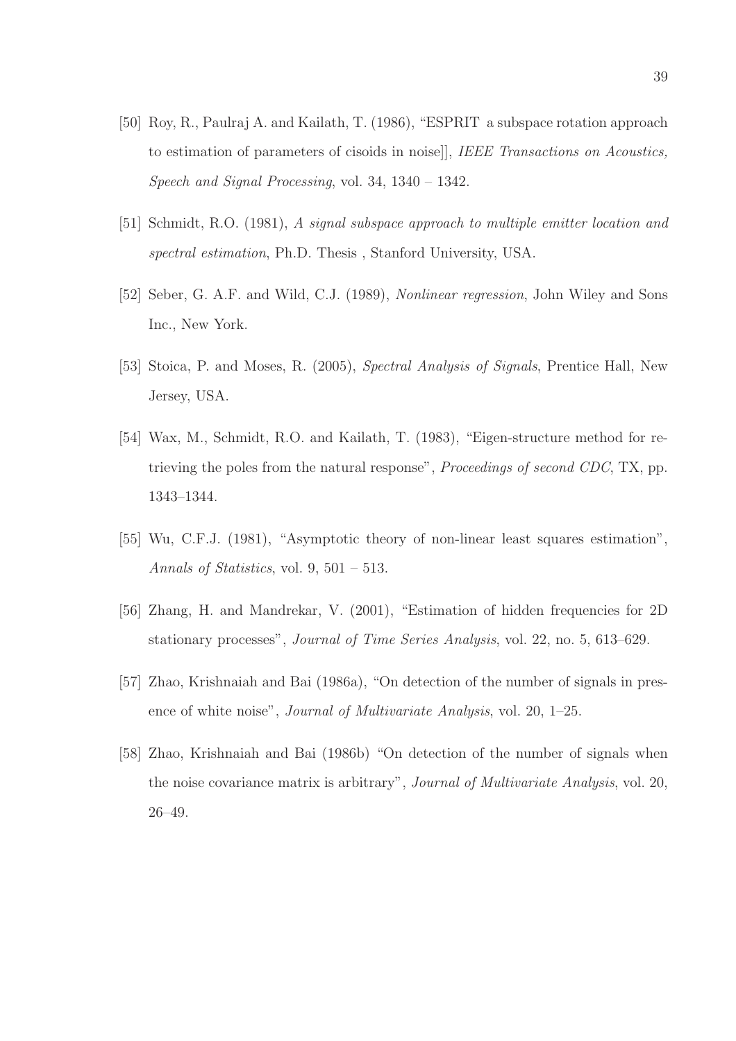[50] Roy, R., Paulraj A. and Kailath, T. (1986), "ESPRIT a subspace rotation approach to estimation of parameters of cisoids in noise]], *IEEE Transactions on Acoustics, Speech and Signal Processing*, vol. 34, 1340 – 1342.

[51] Schmidt, R.O. (1981), *A signal subspace approach to multiple emitter location and spectral estimation*, Ph.D. Thesis , Stanford University, USA.

[52] Seber, G. A.F. and Wild, C.J. (1989), *Nonlinear regression*, John Wiley and Sons Inc., New York.

[53] Stoica, P. and Moses, R. (2005), *Spectral Analysis of Signals*, Prentice Hall, New Jersey, USA.

[54] Wax, M., Schmidt, R.O. and Kailath, T. (1983), "Eigen-structure method for retrieving the poles from the natural response", *Proceedings of second CDC*, TX, pp. 1343–1344.

[55] Wu, C.F.J. (1981), "Asymptotic theory of non-linear least squares estimation", *Annals of Statistics*, vol. 9, 501 – 513.

[56] Zhang, H. and Mandrekar, V. (2001), "Estimation of hidden frequencies for 2D stationary processes", *Journal of Time Series Analysis*, vol. 22, no. 5, 613–629.

[57] Zhao, Krishnaiah and Bai (1986a), "On detection of the number of signals in presence of white noise", *Journal of Multivariate Analysis*, vol. 20, 1–25.

[58] Zhao, Krishnaiah and Bai (1986b) "On detection of the number of signals when the noise covariance matrix is arbitrary", *Journal of Multivariate Analysis*, vol. 20, 26–49.